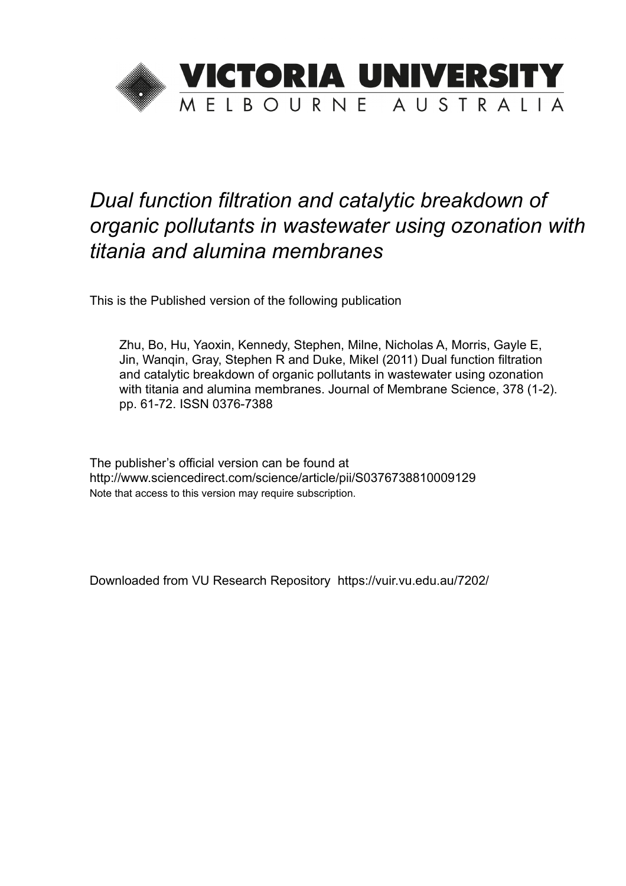# VICTORIA UNIVERSITY

MELBOURNE AUSTRALIA

*Dual function filtration and catalytic breakdown of organic pollutants in wastewater using ozonation with titania and alumina membranes*

This is the Published version of the following publication

Zhu, Bo, Hu, Yaoxin, Kennedy, Stephen, Milne, Nicholas A, Morris, Gayle E, Jin, Wanqin, Gray, Stephen R and Duke, Mikel (2011) Dual function filtration and catalytic breakdown of organic pollutants in wastewater using ozonation with titania and alumina membranes. Journal of Membrane Science, 378 (1-2). pp. 61-72. ISSN 0376-7388

The publisher's official version can be found at
http://www.sciencedirect.com/science/article/pii/S0376738810009129
Note that access to this version may require subscription.

Downloaded from VU Research Repository https://vuir.vu.edu.au/7202/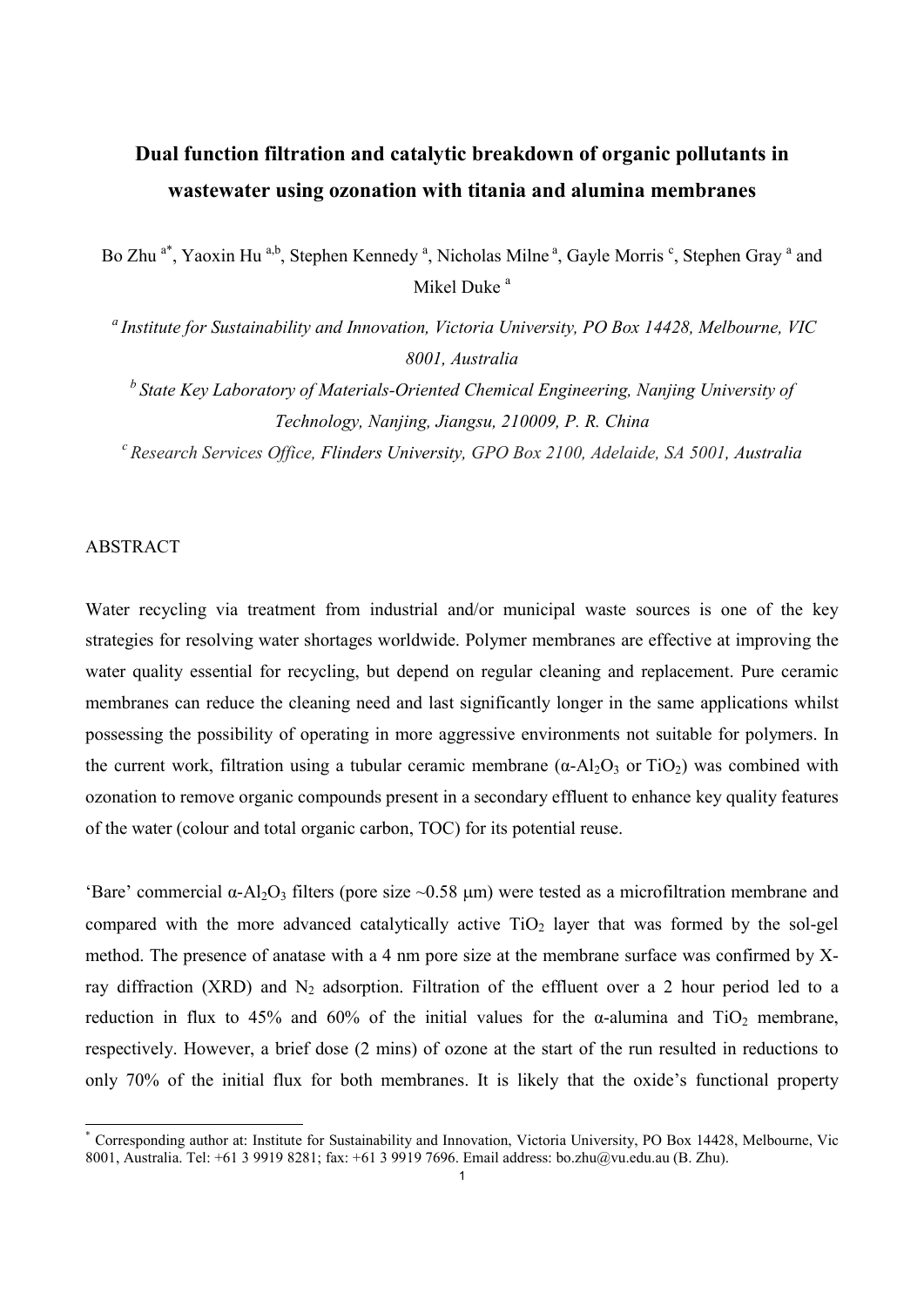# Dual function filtration and catalytic breakdown of organic pollutants in wastewater using ozonation with titania and alumina membranes

Bo Zhu [a*], Yaoxin Hu [a,b], Stephen Kennedy [a], Nicholas Milne [a], Gayle Morris [c], Stephen Gray [a] and Mikel Duke [a]

[a] *Institute for Sustainability and Innovation, Victoria University, PO Box 14428, Melbourne, VIC 8001, Australia*

[b] *State Key Laboratory of Materials-Oriented Chemical Engineering, Nanjing University of Technology, Nanjing, Jiangsu, 210009, P. R. China*

[c] *Research Services Office, Flinders University, GPO Box 2100, Adelaide, SA 5001, Australia*

## ABSTRACT

Water recycling via treatment from industrial and/or municipal waste sources is one of the key strategies for resolving water shortages worldwide. Polymer membranes are effective at improving the water quality essential for recycling, but depend on regular cleaning and replacement. Pure ceramic membranes can reduce the cleaning need and last significantly longer in the same applications whilst possessing the possibility of operating in more aggressive environments not suitable for polymers. In the current work, filtration using a tubular ceramic membrane ($\alpha$-$Al_2O_3$ or $TiO_2$) was combined with ozonation to remove organic compounds present in a secondary effluent to enhance key quality features of the water (colour and total organic carbon, TOC) for its potential reuse.

'Bare' commercial $\alpha$-$Al_2O_3$ filters (pore size ~0.58 μm) were tested as a microfiltration membrane and compared with the more advanced catalytically active $TiO_2$ layer that was formed by the sol-gel method. The presence of anatase with a 4 nm pore size at the membrane surface was confirmed by X-ray diffraction (XRD) and $N_2$ adsorption. Filtration of the effluent over a 2 hour period led to a reduction in flux to 45% and 60% of the initial values for the α-alumina and $TiO_2$ membrane, respectively. However, a brief dose (2 mins) of ozone at the start of the run resulted in reductions to only 70% of the initial flux for both membranes. It is likely that the oxide's functional property

[*] Corresponding author at: Institute for Sustainability and Innovation, Victoria University, PO Box 14428, Melbourne, Vic 8001, Australia. Tel: +61 3 9919 8281; fax: +61 3 9919 7696. Email address: bo.zhu@vu.edu.au (B. Zhu).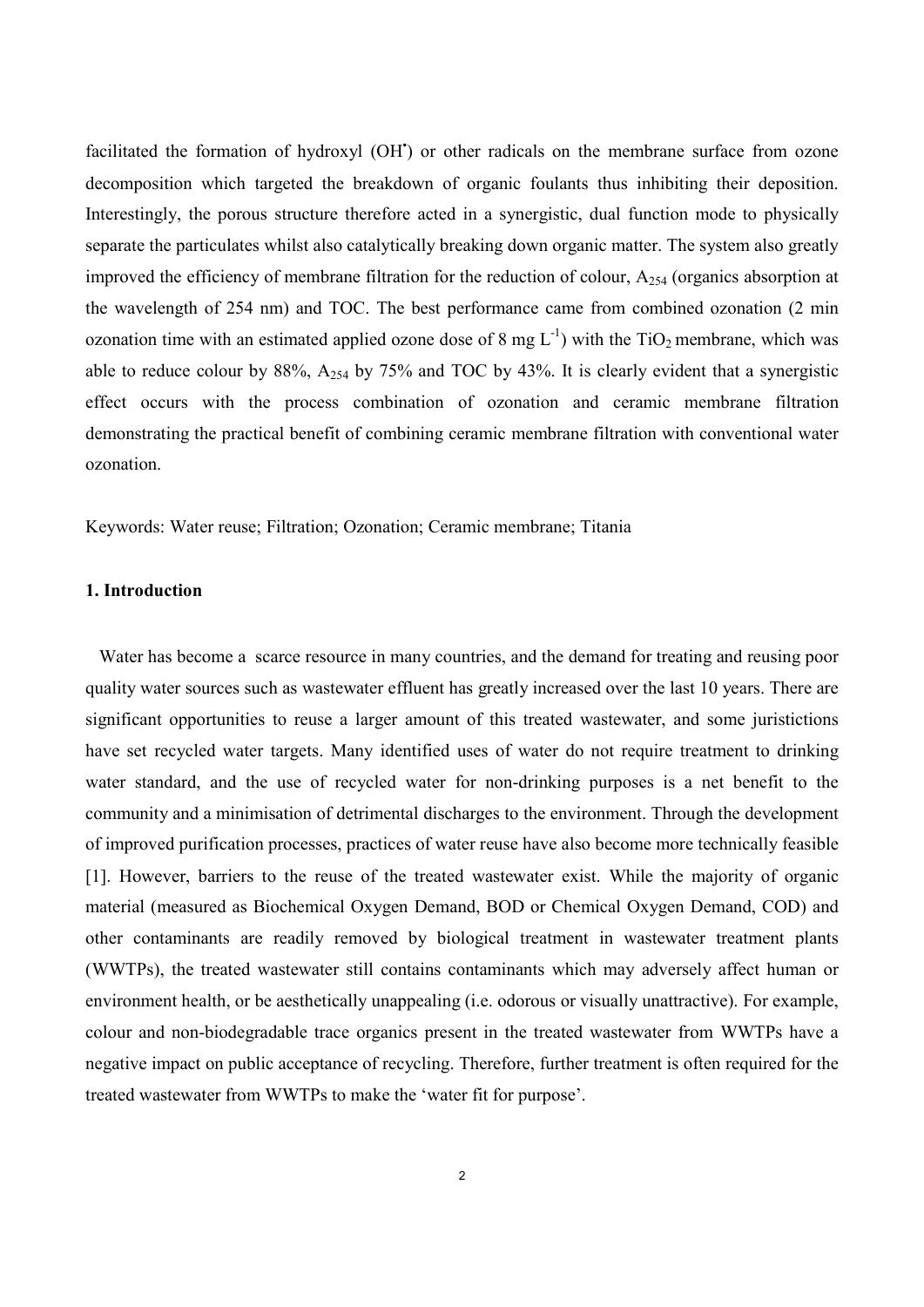facilitated the formation of hydroxyl ($OH^•$) or other radicals on the membrane surface from ozone decomposition which targeted the breakdown of organic foulants thus inhibiting their deposition. Interestingly, the porous structure therefore acted in a synergistic, dual function mode to physically separate the particulates whilst also catalytically breaking down organic matter. The system also greatly improved the efficiency of membrane filtration for the reduction of colour, $A_{254}$ (organics absorption at the wavelength of 254 nm) and TOC. The best performance came from combined ozonation (2 min ozonation time with an estimated applied ozone dose of 8 mg $L^{-1}$) with the $TiO_2$ membrane, which was able to reduce colour by 88%, $A_{254}$ by 75% and TOC by 43%. It is clearly evident that a synergistic effect occurs with the process combination of ozonation and ceramic membrane filtration demonstrating the practical benefit of combining ceramic membrane filtration with conventional water ozonation.

Keywords: Water reuse; Filtration; Ozonation; Ceramic membrane; Titania

## 1. Introduction

Water has become a scarce resource in many countries, and the demand for treating and reusing poor quality water sources such as wastewater effluent has greatly increased over the last 10 years. There are significant opportunities to reuse a larger amount of this treated wastewater, and some juristictions have set recycled water targets. Many identified uses of water do not require treatment to drinking water standard, and the use of recycled water for non-drinking purposes is a net benefit to the community and a minimisation of detrimental discharges to the environment. Through the development of improved purification processes, practices of water reuse have also become more technically feasible [1]. However, barriers to the reuse of the treated wastewater exist. While the majority of organic material (measured as Biochemical Oxygen Demand, BOD or Chemical Oxygen Demand, COD) and other contaminants are readily removed by biological treatment in wastewater treatment plants (WWTPs), the treated wastewater still contains contaminants which may adversely affect human or environment health, or be aesthetically unappealing (i.e. odorous or visually unattractive). For example, colour and non-biodegradable trace organics present in the treated wastewater from WWTPs have a negative impact on public acceptance of recycling. Therefore, further treatment is often required for the treated wastewater from WWTPs to make the 'water fit for purpose'.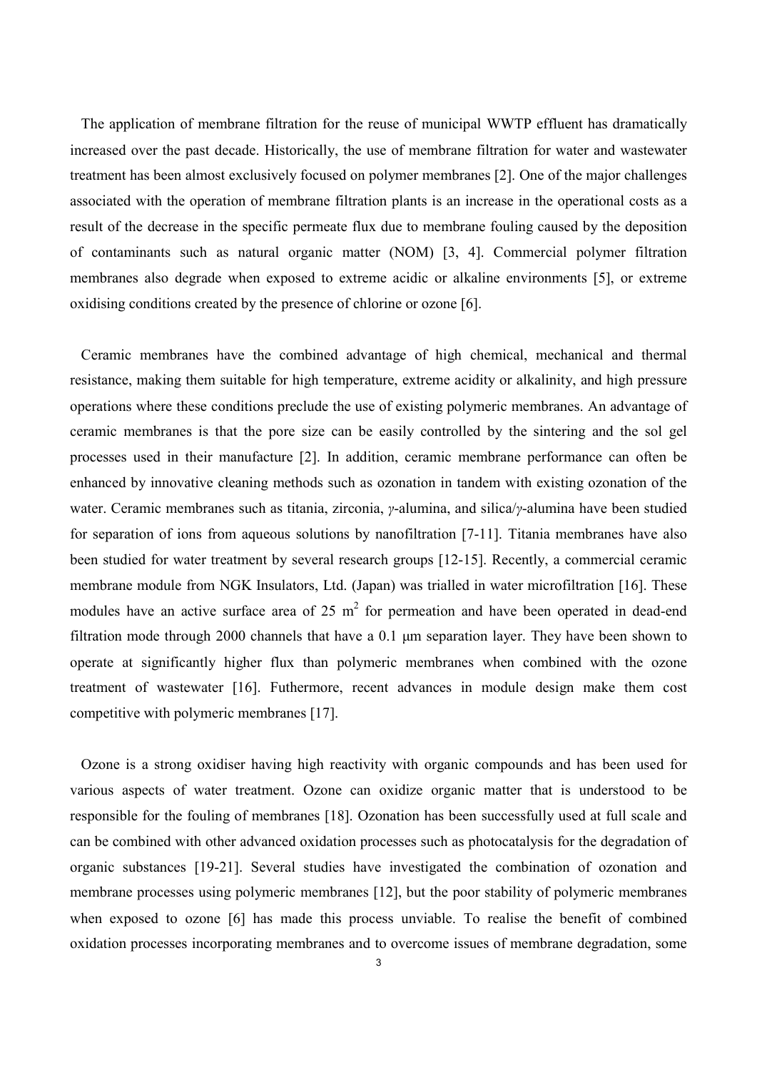The application of membrane filtration for the reuse of municipal WWTP effluent has dramatically increased over the past decade. Historically, the use of membrane filtration for water and wastewater treatment has been almost exclusively focused on polymer membranes [2]. One of the major challenges associated with the operation of membrane filtration plants is an increase in the operational costs as a result of the decrease in the specific permeate flux due to membrane fouling caused by the deposition of contaminants such as natural organic matter (NOM) [3, 4]. Commercial polymer filtration membranes also degrade when exposed to extreme acidic or alkaline environments [5], or extreme oxidising conditions created by the presence of chlorine or ozone [6].

Ceramic membranes have the combined advantage of high chemical, mechanical and thermal resistance, making them suitable for high temperature, extreme acidity or alkalinity, and high pressure operations where these conditions preclude the use of existing polymeric membranes. An advantage of ceramic membranes is that the pore size can be easily controlled by the sintering and the sol gel processes used in their manufacture [2]. In addition, ceramic membrane performance can often be enhanced by innovative cleaning methods such as ozonation in tandem with existing ozonation of the water. Ceramic membranes such as titania, zirconia, *γ*-alumina, and silica/*γ*-alumina have been studied for separation of ions from aqueous solutions by nanofiltration [7-11]. Titania membranes have also been studied for water treatment by several research groups [12-15]. Recently, a commercial ceramic membrane module from NGK Insulators, Ltd. (Japan) was trialled in water microfiltration [16]. These modules have an active surface area of 25 $m^2$ for permeation and have been operated in dead-end filtration mode through 2000 channels that have a 0.1 μm separation layer. They have been shown to operate at significantly higher flux than polymeric membranes when combined with the ozone treatment of wastewater [16]. Futhermore, recent advances in module design make them cost competitive with polymeric membranes [17].

Ozone is a strong oxidiser having high reactivity with organic compounds and has been used for various aspects of water treatment. Ozone can oxidize organic matter that is understood to be responsible for the fouling of membranes [18]. Ozonation has been successfully used at full scale and can be combined with other advanced oxidation processes such as photocatalysis for the degradation of organic substances [19-21]. Several studies have investigated the combination of ozonation and membrane processes using polymeric membranes [12], but the poor stability of polymeric membranes when exposed to ozone [6] has made this process unviable. To realise the benefit of combined oxidation processes incorporating membranes and to overcome issues of membrane degradation, some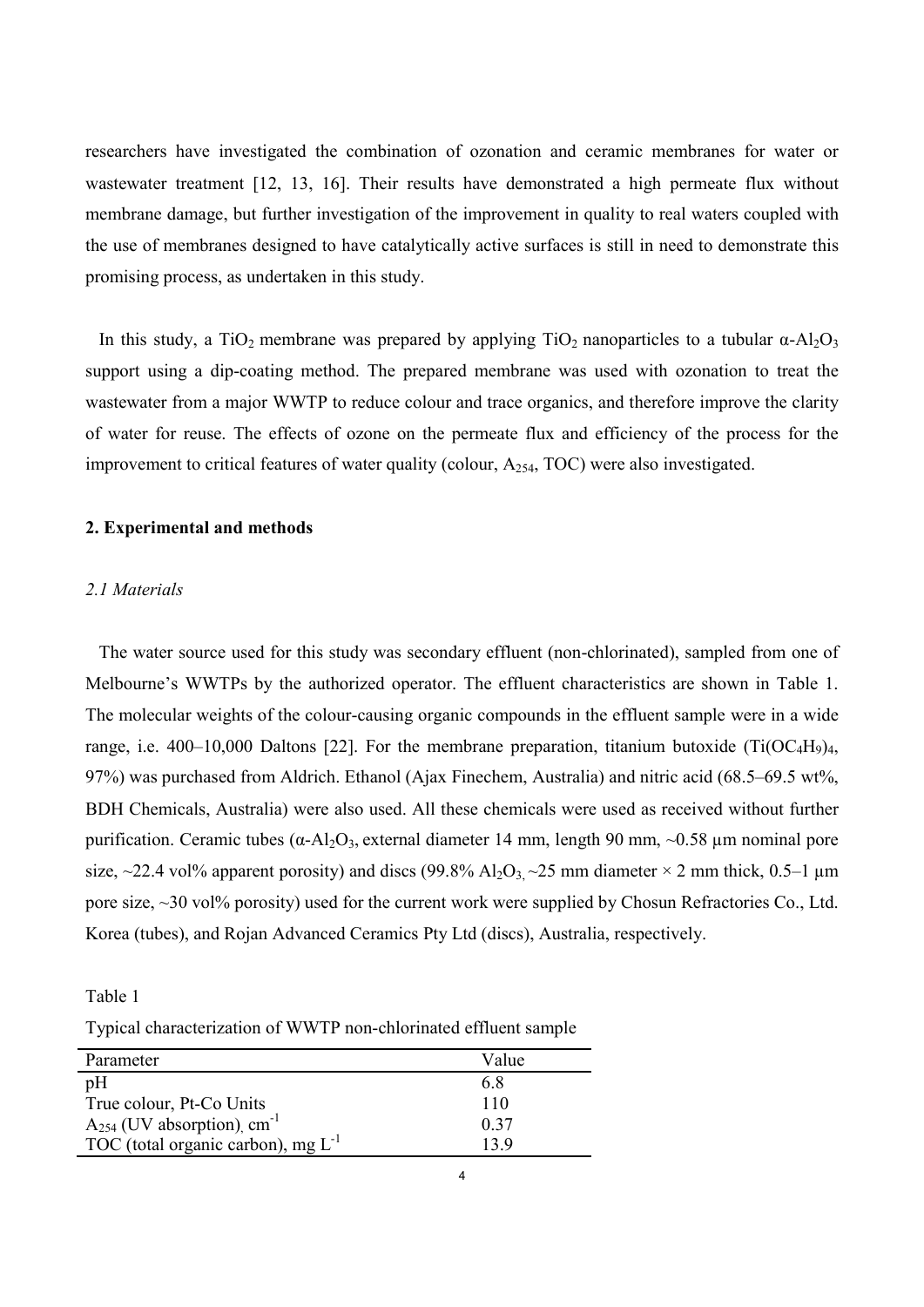researchers have investigated the combination of ozonation and ceramic membranes for water or wastewater treatment [12, 13, 16]. Their results have demonstrated a high permeate flux without membrane damage, but further investigation of the improvement in quality to real waters coupled with the use of membranes designed to have catalytically active surfaces is still in need to demonstrate this promising process, as undertaken in this study.

In this study, a $TiO_2$ membrane was prepared by applying $TiO_2$ nanoparticles to a tubular $\alpha$-$Al_2O_3$ support using a dip-coating method. The prepared membrane was used with ozonation to treat the wastewater from a major WWTP to reduce colour and trace organics, and therefore improve the clarity of water for reuse. The effects of ozone on the permeate flux and efficiency of the process for the improvement to critical features of water quality (colour, $A_{254}$, TOC) were also investigated.

## 2. Experimental and methods

### *2.1 Materials*

The water source used for this study was secondary effluent (non-chlorinated), sampled from one of Melbourne's WWTPs by the authorized operator. The effluent characteristics are shown in Table 1. The molecular weights of the colour-causing organic compounds in the effluent sample were in a wide range, i.e. 400–10,000 Daltons [22]. For the membrane preparation, titanium butoxide ($Ti(OC_4H_9)_4$, 97%) was purchased from Aldrich. Ethanol (Ajax Finechem, Australia) and nitric acid (68.5–69.5 wt%, BDH Chemicals, Australia) were also used. All these chemicals were used as received without further purification. Ceramic tubes ($\alpha$-$Al_2O_3$, external diameter 14 mm, length 90 mm, ~0.58 µm nominal pore size, ~22.4 vol% apparent porosity) and discs (99.8% $Al_2O_3$, ~25 mm diameter × 2 mm thick, 0.5–1 µm pore size, ~30 vol% porosity) used for the current work were supplied by Chosun Refractories Co., Ltd. Korea (tubes), and Rojan Advanced Ceramics Pty Ltd (discs), Australia, respectively.

Table 1

Typical characterization of WWTP non-chlorinated effluent sample

| Parameter | Value |
|---|---|
| pH | 6.8 |
| True colour, Pt-Co Units | 110 |
| $A_{254}$ (UV absorption), $cm^{-1}$ | 0.37 |
| TOC (total organic carbon), mg $L^{-1}$ | 13.9 |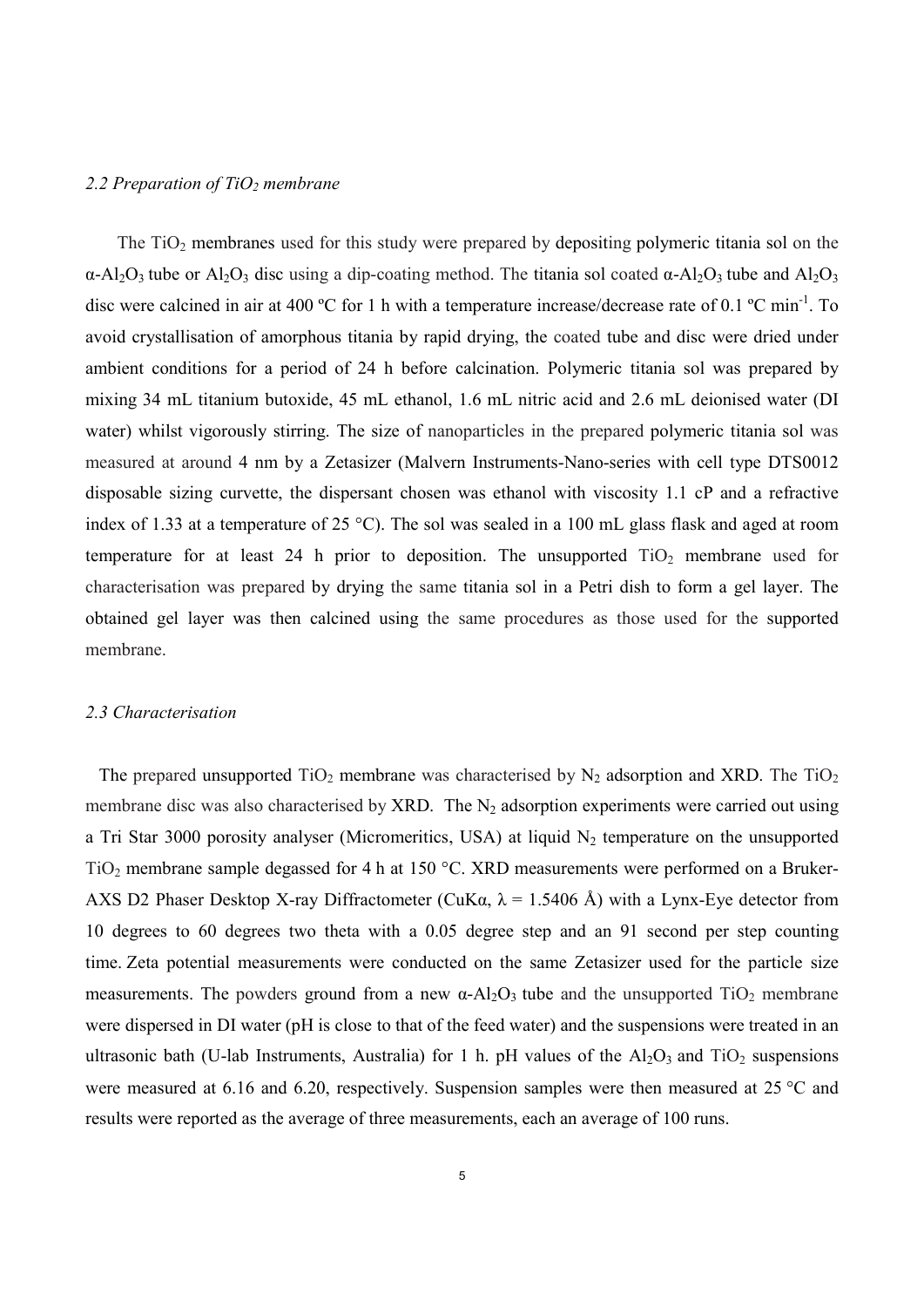### *2.2 Preparation of $TiO_2$ membrane*

The $TiO_2$ membranes used for this study were prepared by depositing polymeric titania sol on the $\alpha$-$Al_2O_3$ tube or $Al_2O_3$ disc using a dip-coating method. The titania sol coated $\alpha$-$Al_2O_3$ tube and $Al_2O_3$ disc were calcined in air at 400 ºC for 1 h with a temperature increase/decrease rate of 0.1 ºC $min^{-1}$. To avoid crystallisation of amorphous titania by rapid drying, the coated tube and disc were dried under ambient conditions for a period of 24 h before calcination. Polymeric titania sol was prepared by mixing 34 mL titanium butoxide, 45 mL ethanol, 1.6 mL nitric acid and 2.6 mL deionised water (DI water) whilst vigorously stirring. The size of nanoparticles in the prepared polymeric titania sol was measured at around 4 nm by a Zetasizer (Malvern Instruments-Nano-series with cell type DTS0012 disposable sizing curvette, the dispersant chosen was ethanol with viscosity 1.1 cP and a refractive index of 1.33 at a temperature of 25 °C). The sol was sealed in a 100 mL glass flask and aged at room temperature for at least 24 h prior to deposition. The unsupported $TiO_2$ membrane used for characterisation was prepared by drying the same titania sol in a Petri dish to form a gel layer. The obtained gel layer was then calcined using the same procedures as those used for the supported membrane.

### *2.3 Characterisation*

The prepared unsupported $TiO_2$ membrane was characterised by $N_2$ adsorption and XRD. The $TiO_2$ membrane disc was also characterised by XRD. The $N_2$ adsorption experiments were carried out using a Tri Star 3000 porosity analyser (Micromeritics, USA) at liquid $N_2$ temperature on the unsupported $TiO_2$ membrane sample degassed for 4 h at 150 °C. XRD measurements were performed on a Bruker-AXS D2 Phaser Desktop X-ray Diffractometer (CuK$\alpha$, $\lambda$ = 1.5406 Å) with a Lynx-Eye detector from 10 degrees to 60 degrees two theta with a 0.05 degree step and an 91 second per step counting time. Zeta potential measurements were conducted on the same Zetasizer used for the particle size measurements. The powders ground from a new $\alpha$-$Al_2O_3$ tube and the unsupported $TiO_2$ membrane were dispersed in DI water (pH is close to that of the feed water) and the suspensions were treated in an ultrasonic bath (U-lab Instruments, Australia) for 1 h. pH values of the $Al_2O_3$ and $TiO_2$ suspensions were measured at 6.16 and 6.20, respectively. Suspension samples were then measured at 25 °C and results were reported as the average of three measurements, each an average of 100 runs.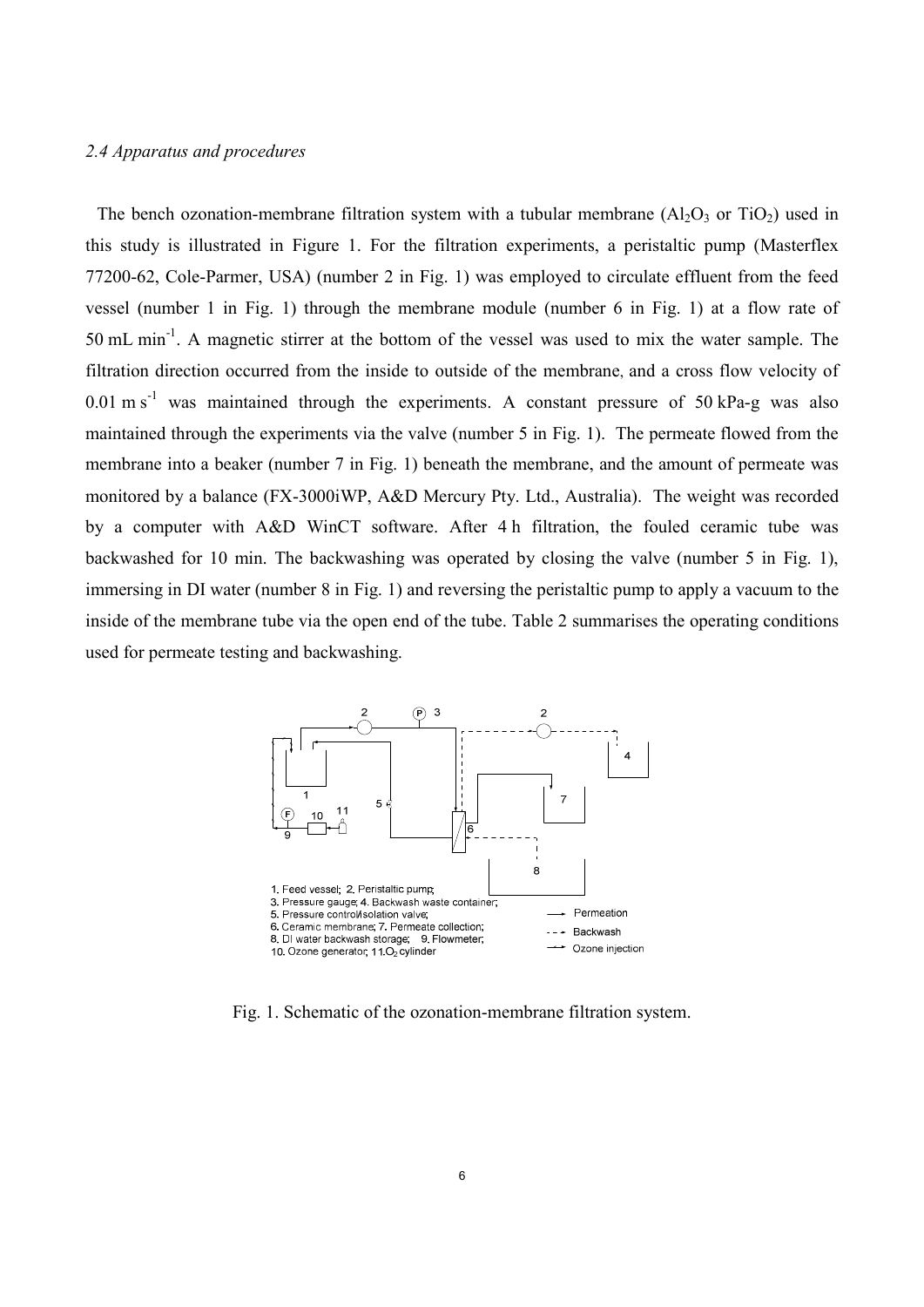*2.4 Apparatus and procedures*

The bench ozonation-membrane filtration system with a tubular membrane ($Al_2O_3$ or $TiO_2$) used in this study is illustrated in Figure 1. For the filtration experiments, a peristaltic pump (Masterflex 77200-62, Cole-Parmer, USA) (number 2 in Fig. 1) was employed to circulate effluent from the feed vessel (number 1 in Fig. 1) through the membrane module (number 6 in Fig. 1) at a flow rate of 50 mL min$^{-1}$. A magnetic stirrer at the bottom of the vessel was used to mix the water sample. The filtration direction occurred from the inside to outside of the membrane, and a cross flow velocity of 0.01 m s$^{-1}$ was maintained through the experiments. A constant pressure of 50 kPa-g was also maintained through the experiments via the valve (number 5 in Fig. 1). The permeate flowed from the membrane into a beaker (number 7 in Fig. 1) beneath the membrane, and the amount of permeate was monitored by a balance (FX-3000iWP, A&D Mercury Pty. Ltd., Australia). The weight was recorded by a computer with A&D WinCT software. After 4 h filtration, the fouled ceramic tube was backwashed for 10 min. The backwashing was operated by closing the valve (number 5 in Fig. 1), immersing in DI water (number 8 in Fig. 1) and reversing the peristaltic pump to apply a vacuum to the inside of the membrane tube via the open end of the tube. Table 2 summarises the operating conditions used for permeate testing and backwashing.

Fig. 1. Schematic of the ozonation-membrane filtration system.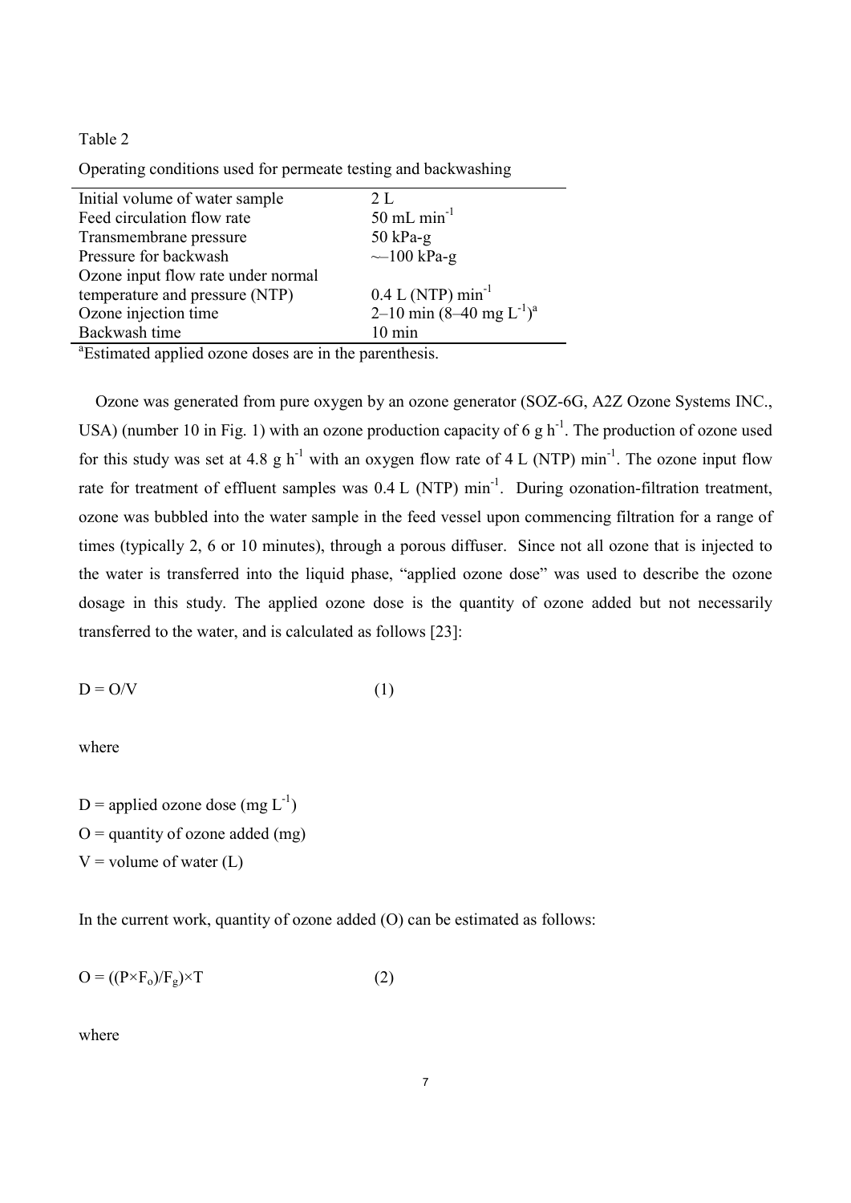Table 2

Operating conditions used for permeate testing and backwashing

| | |
|---|---|
| Initial volume of water sample | 2 L |
| Feed circulation flow rate | 50 mL $min^{-1}$ |
| Transmembrane pressure | 50 kPa-g |
| Pressure for backwash | ~100 kPa-g |
| Ozone input flow rate under normal temperature and pressure (NTP) | 0.4 L (NTP) $min^{-1}$ |
| Ozone injection time | 2–10 min (8–40 mg $L^{-1}$)[a] |
| Backwash time | 10 min |

[a]Estimated applied ozone doses are in the parenthesis.

Ozone was generated from pure oxygen by an ozone generator (SOZ-6G, A2Z Ozone Systems INC., USA) (number 10 in Fig. 1) with an ozone production capacity of 6 g $h^{-1}$. The production of ozone used for this study was set at 4.8 g $h^{-1}$ with an oxygen flow rate of 4 L (NTP) $min^{-1}$. The ozone input flow rate for treatment of effluent samples was 0.4 L (NTP) $min^{-1}$. During ozonation-filtration treatment, ozone was bubbled into the water sample in the feed vessel upon commencing filtration for a range of times (typically 2, 6 or 10 minutes), through a porous diffuser. Since not all ozone that is injected to the water is transferred into the liquid phase, "applied ozone dose" was used to describe the ozone dosage in this study. The applied ozone dose is the quantity of ozone added but not necessarily transferred to the water, and is calculated as follows [23]:

$$D = O/V \quad (1)$$

where

$D$ = applied ozone dose (mg $L^{-1}$)
$O$ = quantity of ozone added (mg)
$V$ = volume of water (L)

In the current work, quantity of ozone added ($O$) can be estimated as follows:

$$O = ((P \times F_o)/F_g) \times T \quad (2)$$

where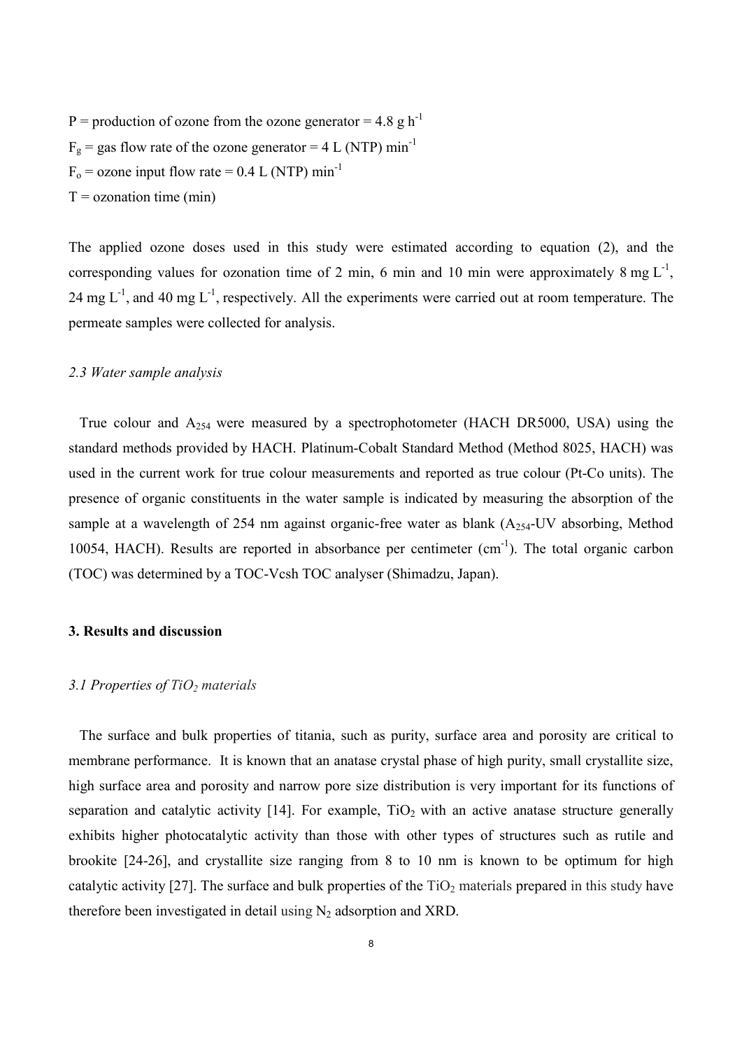$P$ = production of ozone from the ozone generator = 4.8 g $h^{-1}$

$F_g$ = gas flow rate of the ozone generator = 4 L (NTP) $min^{-1}$

$F_o$ = ozone input flow rate = 0.4 L (NTP) $min^{-1}$

$T$ = ozonation time (min)

The applied ozone doses used in this study were estimated according to equation (2), and the corresponding values for ozonation time of 2 min, 6 min and 10 min were approximately 8 mg $L^{-1}$, 24 mg $L^{-1}$, and 40 mg $L^{-1}$, respectively. All the experiments were carried out at room temperature. The permeate samples were collected for analysis.

### *2.3 Water sample analysis*

True colour and $A_{254}$ were measured by a spectrophotometer (HACH DR5000, USA) using the standard methods provided by HACH. Platinum-Cobalt Standard Method (Method 8025, HACH) was used in the current work for true colour measurements and reported as true colour (Pt-Co units). The presence of organic constituents in the water sample is indicated by measuring the absorption of the sample at a wavelength of 254 nm against organic-free water as blank ($A_{254}$-UV absorbing, Method 10054, HACH). Results are reported in absorbance per centimeter ($cm^{-1}$). The total organic carbon (TOC) was determined by a TOC-Vcsh TOC analyser (Shimadzu, Japan).

## 3. Results and discussion

### *3.1 Properties of $TiO_2$ materials*

The surface and bulk properties of titania, such as purity, surface area and porosity are critical to membrane performance. It is known that an anatase crystal phase of high purity, small crystallite size, high surface area and porosity and narrow pore size distribution is very important for its functions of separation and catalytic activity [14]. For example, $TiO_2$ with an active anatase structure generally exhibits higher photocatalytic activity than those with other types of structures such as rutile and brookite [24-26], and crystallite size ranging from 8 to 10 nm is known to be optimum for high catalytic activity [27]. The surface and bulk properties of the $TiO_2$ materials prepared in this study have therefore been investigated in detail using $N_2$ adsorption and XRD.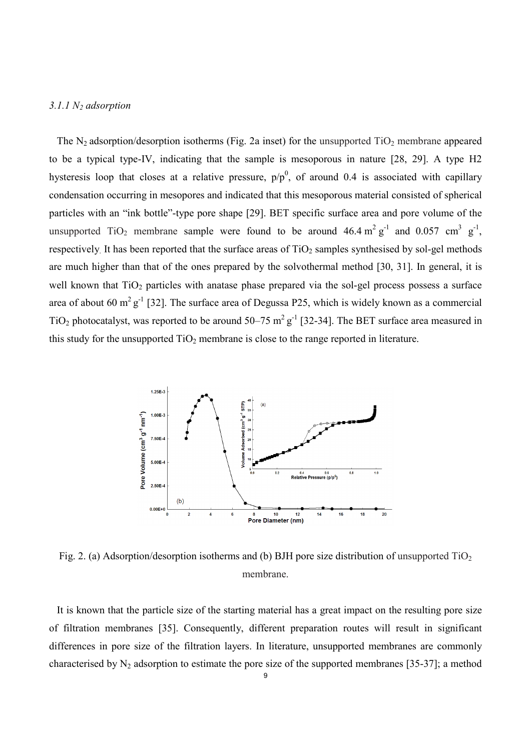### 3.1.1 $N_2$ adsorption

The $N_2$ adsorption/desorption isotherms (Fig. 2a inset) for the unsupported $TiO_2$ membrane appeared to be a typical type-IV, indicating that the sample is mesoporous in nature [28, 29]. A type H2 hysteresis loop that closes at a relative pressure, $p/p^0$, of around 0.4 is associated with capillary condensation occurring in mesopores and indicated that this mesoporous material consisted of spherical particles with an "ink bottle"-type pore shape [29]. BET specific surface area and pore volume of the unsupported $TiO_2$ membrane sample were found to be around $46.4\ m^2\ g^{-1}$ and $0.057\ cm^3\ g^{-1}$, respectively. It has been reported that the surface areas of $TiO_2$ samples synthesised by sol-gel methods are much higher than that of the ones prepared by the solvothermal method [30, 31]. In general, it is well known that $TiO_2$ particles with anatase phase prepared via the sol-gel process possess a surface area of about $60\ m^2\ g^{-1}$ [32]. The surface area of Degussa P25, which is widely known as a commercial $TiO_2$ photocatalyst, was reported to be around 50–75 $m^2\ g^{-1}$ [32-34]. The BET surface area measured in this study for the unsupported $TiO_2$ membrane is close to the range reported in literature.

Fig. 2. (a) Adsorption/desorption isotherms and (b) BJH pore size distribution of unsupported $TiO_2$ membrane.

It is known that the particle size of the starting material has a great impact on the resulting pore size of filtration membranes [35]. Consequently, different preparation routes will result in significant differences in pore size of the filtration layers. In literature, unsupported membranes are commonly characterised by $N_2$ adsorption to estimate the pore size of the supported membranes [35-37]; a method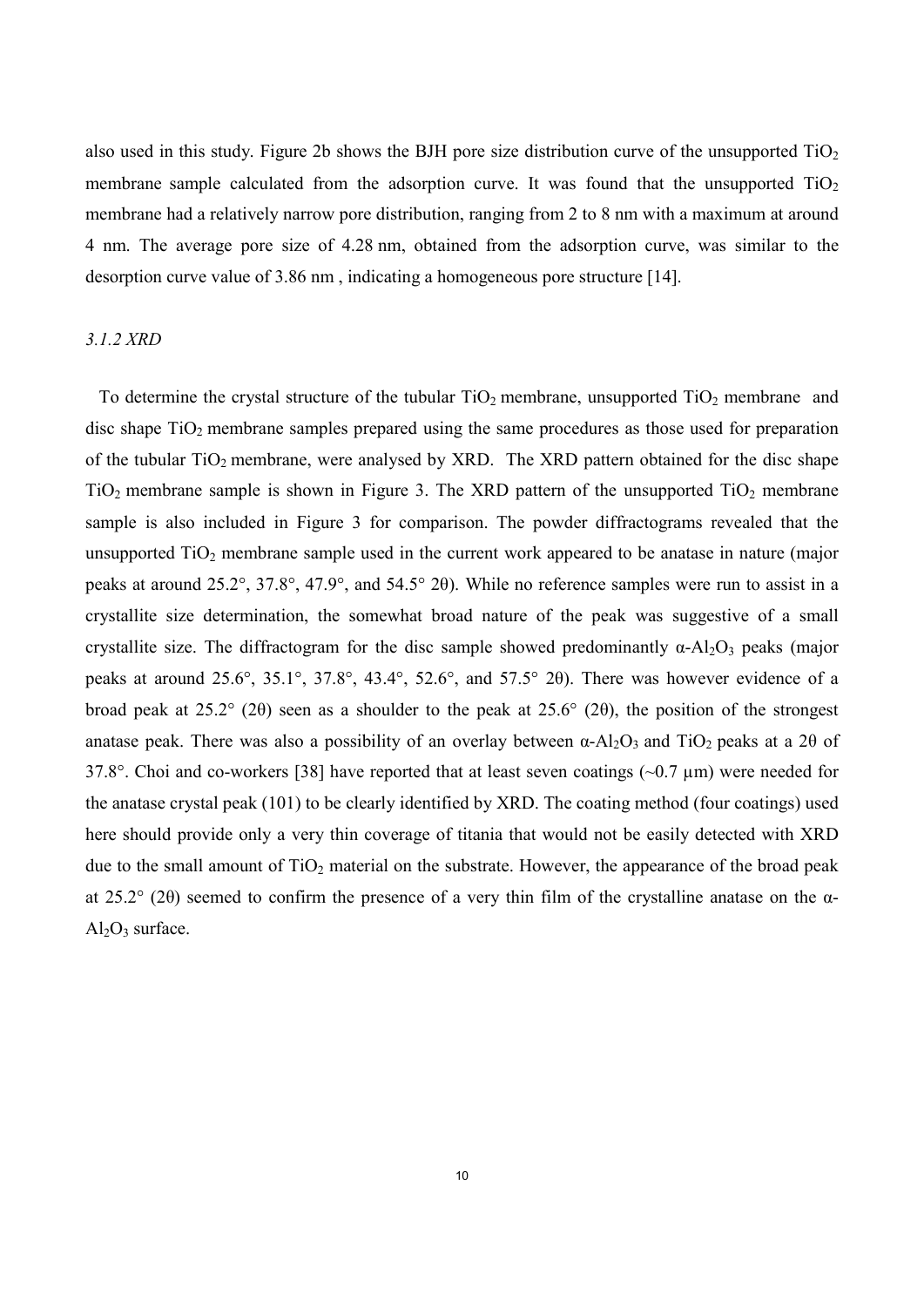also used in this study. Figure 2b shows the BJH pore size distribution curve of the unsupported $TiO_2$ membrane sample calculated from the adsorption curve. It was found that the unsupported $TiO_2$ membrane had a relatively narrow pore distribution, ranging from 2 to 8 nm with a maximum at around 4 nm. The average pore size of 4.28 nm, obtained from the adsorption curve, was similar to the desorption curve value of 3.86 nm , indicating a homogeneous pore structure [14].

### *3.1.2 XRD*

To determine the crystal structure of the tubular $TiO_2$ membrane, unsupported $TiO_2$ membrane and disc shape $TiO_2$ membrane samples prepared using the same procedures as those used for preparation of the tubular $TiO_2$ membrane, were analysed by XRD. The XRD pattern obtained for the disc shape $TiO_2$ membrane sample is shown in Figure 3. The XRD pattern of the unsupported $TiO_2$ membrane sample is also included in Figure 3 for comparison. The powder diffractograms revealed that the unsupported $TiO_2$ membrane sample used in the current work appeared to be anatase in nature (major peaks at around 25.2°, 37.8°, 47.9°, and 54.5° 2θ). While no reference samples were run to assist in a crystallite size determination, the somewhat broad nature of the peak was suggestive of a small crystallite size. The diffractogram for the disc sample showed predominantly $\alpha$-$Al_2O_3$ peaks (major peaks at around 25.6°, 35.1°, 37.8°, 43.4°, 52.6°, and 57.5° 2θ). There was however evidence of a broad peak at 25.2° (2θ) seen as a shoulder to the peak at 25.6° (2θ), the position of the strongest anatase peak. There was also a possibility of an overlay between $\alpha$-$Al_2O_3$ and $TiO_2$ peaks at a 2θ of 37.8°. Choi and co-workers [38] have reported that at least seven coatings (~0.7 μm) were needed for the anatase crystal peak (101) to be clearly identified by XRD. The coating method (four coatings) used here should provide only a very thin coverage of titania that would not be easily detected with XRD due to the small amount of $TiO_2$ material on the substrate. However, the appearance of the broad peak at 25.2° (2θ) seemed to confirm the presence of a very thin film of the crystalline anatase on the $\alpha$-$Al_2O_3$ surface.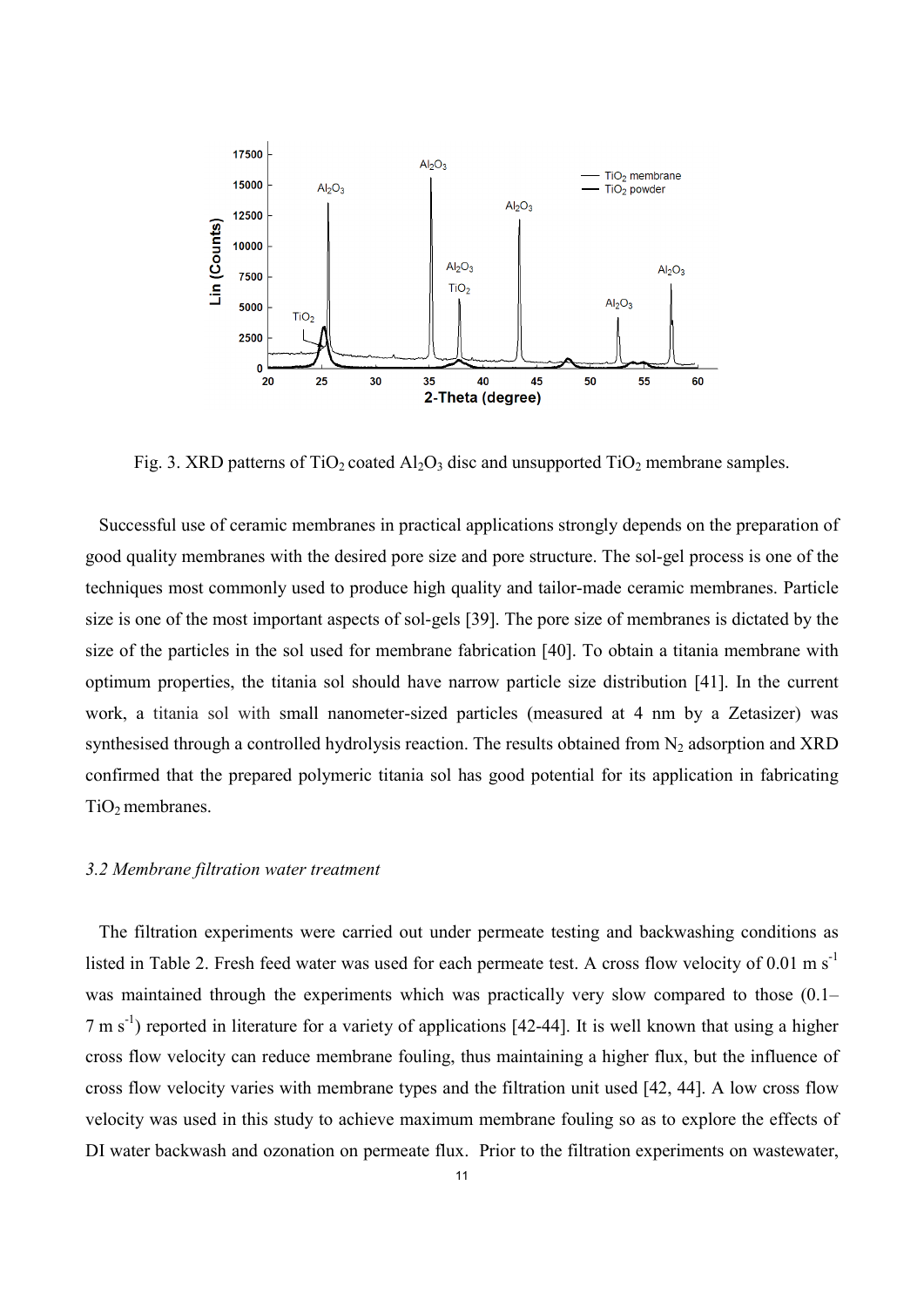Fig. 3. XRD patterns of $TiO_2$ coated $Al_2O_3$ disc and unsupported $TiO_2$ membrane samples.

Successful use of ceramic membranes in practical applications strongly depends on the preparation of good quality membranes with the desired pore size and pore structure. The sol-gel process is one of the techniques most commonly used to produce high quality and tailor-made ceramic membranes. Particle size is one of the most important aspects of sol-gels [39]. The pore size of membranes is dictated by the size of the particles in the sol used for membrane fabrication [40]. To obtain a titania membrane with optimum properties, the titania sol should have narrow particle size distribution [41]. In the current work, a titania sol with small nanometer-sized particles (measured at 4 nm by a Zetasizer) was synthesised through a controlled hydrolysis reaction. The results obtained from $N_2$ adsorption and XRD confirmed that the prepared polymeric titania sol has good potential for its application in fabricating $TiO_2$ membranes.

### 3.2 Membrane filtration water treatment

The filtration experiments were carried out under permeate testing and backwashing conditions as listed in Table 2. Fresh feed water was used for each permeate test. A cross flow velocity of 0.01 m $s^{-1}$ was maintained through the experiments which was practically very slow compared to those (0.1–7 m $s^{-1}$) reported in literature for a variety of applications [42-44]. It is well known that using a higher cross flow velocity can reduce membrane fouling, thus maintaining a higher flux, but the influence of cross flow velocity varies with membrane types and the filtration unit used [42, 44]. A low cross flow velocity was used in this study to achieve maximum membrane fouling so as to explore the effects of DI water backwash and ozonation on permeate flux. Prior to the filtration experiments on wastewater,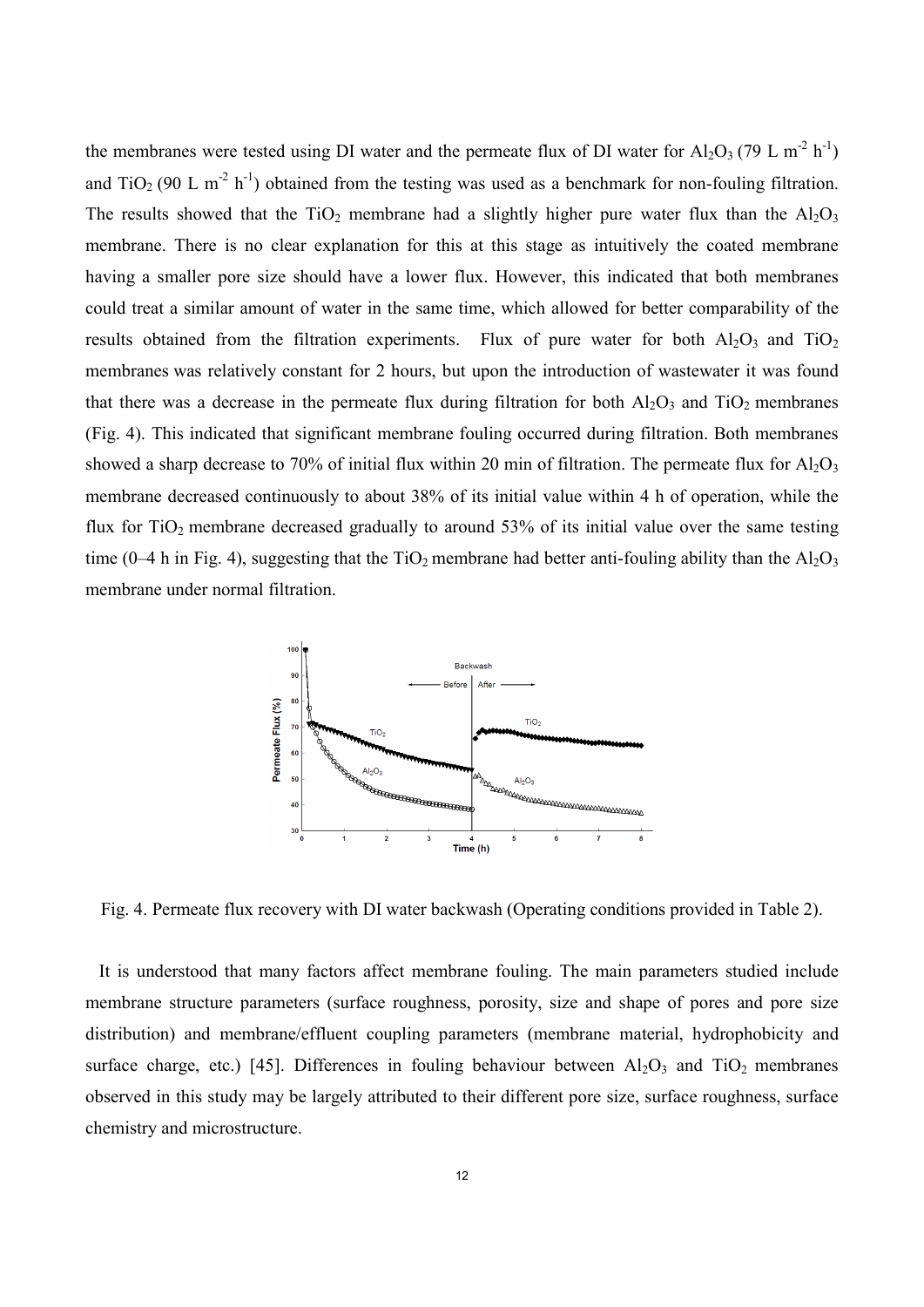the membranes were tested using DI water and the permeate flux of DI water for $Al_2O_3$ (79 L $m^{-2}$ $h^{-1}$) and $TiO_2$ (90 L $m^{-2}$ $h^{-1}$) obtained from the testing was used as a benchmark for non-fouling filtration. The results showed that the $TiO_2$ membrane had a slightly higher pure water flux than the $Al_2O_3$ membrane. There is no clear explanation for this at this stage as intuitively the coated membrane having a smaller pore size should have a lower flux. However, this indicated that both membranes could treat a similar amount of water in the same time, which allowed for better comparability of the results obtained from the filtration experiments. Flux of pure water for both $Al_2O_3$ and $TiO_2$ membranes was relatively constant for 2 hours, but upon the introduction of wastewater it was found that there was a decrease in the permeate flux during filtration for both $Al_2O_3$ and $TiO_2$ membranes (Fig. 4). This indicated that significant membrane fouling occurred during filtration. Both membranes showed a sharp decrease to 70% of initial flux within 20 min of filtration. The permeate flux for $Al_2O_3$ membrane decreased continuously to about 38% of its initial value within 4 h of operation, while the flux for $TiO_2$ membrane decreased gradually to around 53% of its initial value over the same testing time (0–4 h in Fig. 4), suggesting that the $TiO_2$ membrane had better anti-fouling ability than the $Al_2O_3$ membrane under normal filtration.

Fig. 4. Permeate flux recovery with DI water backwash (Operating conditions provided in Table 2).

It is understood that many factors affect membrane fouling. The main parameters studied include membrane structure parameters (surface roughness, porosity, size and shape of pores and pore size distribution) and membrane/effluent coupling parameters (membrane material, hydrophobicity and surface charge, etc.) [45]. Differences in fouling behaviour between $Al_2O_3$ and $TiO_2$ membranes observed in this study may be largely attributed to their different pore size, surface roughness, surface chemistry and microstructure.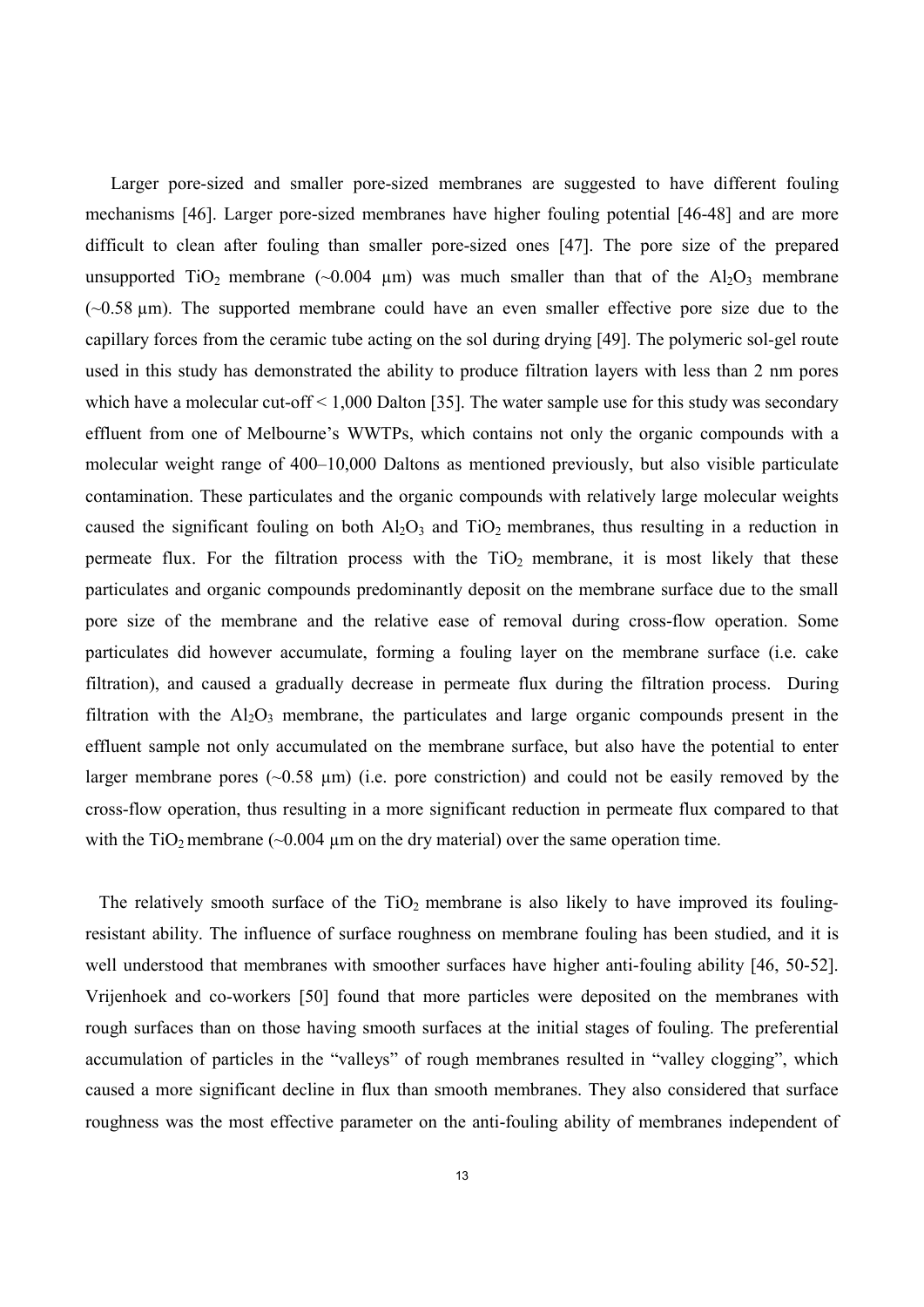Larger pore-sized and smaller pore-sized membranes are suggested to have different fouling mechanisms [46]. Larger pore-sized membranes have higher fouling potential [46-48] and are more difficult to clean after fouling than smaller pore-sized ones [47]. The pore size of the prepared unsupported $TiO_2$ membrane (~0.004 µm) was much smaller than that of the $Al_2O_3$ membrane (~0.58 µm). The supported membrane could have an even smaller effective pore size due to the capillary forces from the ceramic tube acting on the sol during drying [49]. The polymeric sol-gel route used in this study has demonstrated the ability to produce filtration layers with less than 2 nm pores which have a molecular cut-off < 1,000 Dalton [35]. The water sample use for this study was secondary effluent from one of Melbourne's WWTPs, which contains not only the organic compounds with a molecular weight range of 400–10,000 Daltons as mentioned previously, but also visible particulate contamination. These particulates and the organic compounds with relatively large molecular weights caused the significant fouling on both $Al_2O_3$ and $TiO_2$ membranes, thus resulting in a reduction in permeate flux. For the filtration process with the $TiO_2$ membrane, it is most likely that these particulates and organic compounds predominantly deposit on the membrane surface due to the small pore size of the membrane and the relative ease of removal during cross-flow operation. Some particulates did however accumulate, forming a fouling layer on the membrane surface (i.e. cake filtration), and caused a gradually decrease in permeate flux during the filtration process. During filtration with the $Al_2O_3$ membrane, the particulates and large organic compounds present in the effluent sample not only accumulated on the membrane surface, but also have the potential to enter larger membrane pores (~0.58 µm) (i.e. pore constriction) and could not be easily removed by the cross-flow operation, thus resulting in a more significant reduction in permeate flux compared to that with the $TiO_2$ membrane (~0.004 µm on the dry material) over the same operation time.

The relatively smooth surface of the $TiO_2$ membrane is also likely to have improved its fouling-resistant ability. The influence of surface roughness on membrane fouling has been studied, and it is well understood that membranes with smoother surfaces have higher anti-fouling ability [46, 50-52]. Vrijenhoek and co-workers [50] found that more particles were deposited on the membranes with rough surfaces than on those having smooth surfaces at the initial stages of fouling. The preferential accumulation of particles in the "valleys" of rough membranes resulted in "valley clogging", which caused a more significant decline in flux than smooth membranes. They also considered that surface roughness was the most effective parameter on the anti-fouling ability of membranes independent of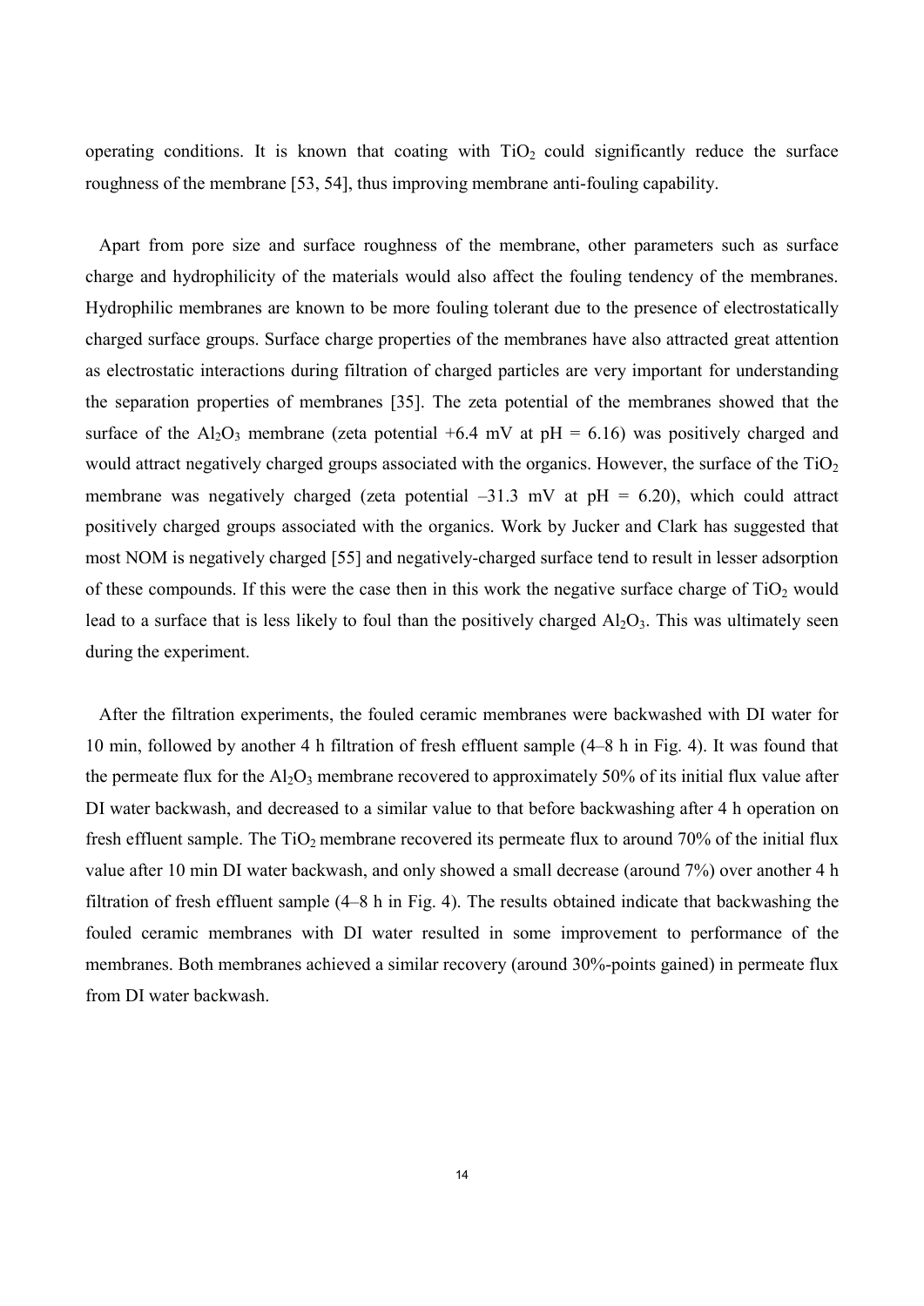operating conditions. It is known that coating with $TiO_2$ could significantly reduce the surface roughness of the membrane [53, 54], thus improving membrane anti-fouling capability.

Apart from pore size and surface roughness of the membrane, other parameters such as surface charge and hydrophilicity of the materials would also affect the fouling tendency of the membranes. Hydrophilic membranes are known to be more fouling tolerant due to the presence of electrostatically charged surface groups. Surface charge properties of the membranes have also attracted great attention as electrostatic interactions during filtration of charged particles are very important for understanding the separation properties of membranes [35]. The zeta potential of the membranes showed that the surface of the $Al_2O_3$ membrane (zeta potential +6.4 mV at pH = 6.16) was positively charged and would attract negatively charged groups associated with the organics. However, the surface of the $TiO_2$ membrane was negatively charged (zeta potential –31.3 mV at pH = 6.20), which could attract positively charged groups associated with the organics. Work by Jucker and Clark has suggested that most NOM is negatively charged [55] and negatively-charged surface tend to result in lesser adsorption of these compounds. If this were the case then in this work the negative surface charge of $TiO_2$ would lead to a surface that is less likely to foul than the positively charged $Al_2O_3$. This was ultimately seen during the experiment.

After the filtration experiments, the fouled ceramic membranes were backwashed with DI water for 10 min, followed by another 4 h filtration of fresh effluent sample (4–8 h in Fig. 4). It was found that the permeate flux for the $Al_2O_3$ membrane recovered to approximately 50% of its initial flux value after DI water backwash, and decreased to a similar value to that before backwashing after 4 h operation on fresh effluent sample. The $TiO_2$ membrane recovered its permeate flux to around 70% of the initial flux value after 10 min DI water backwash, and only showed a small decrease (around 7%) over another 4 h filtration of fresh effluent sample (4–8 h in Fig. 4). The results obtained indicate that backwashing the fouled ceramic membranes with DI water resulted in some improvement to performance of the membranes. Both membranes achieved a similar recovery (around 30%-points gained) in permeate flux from DI water backwash.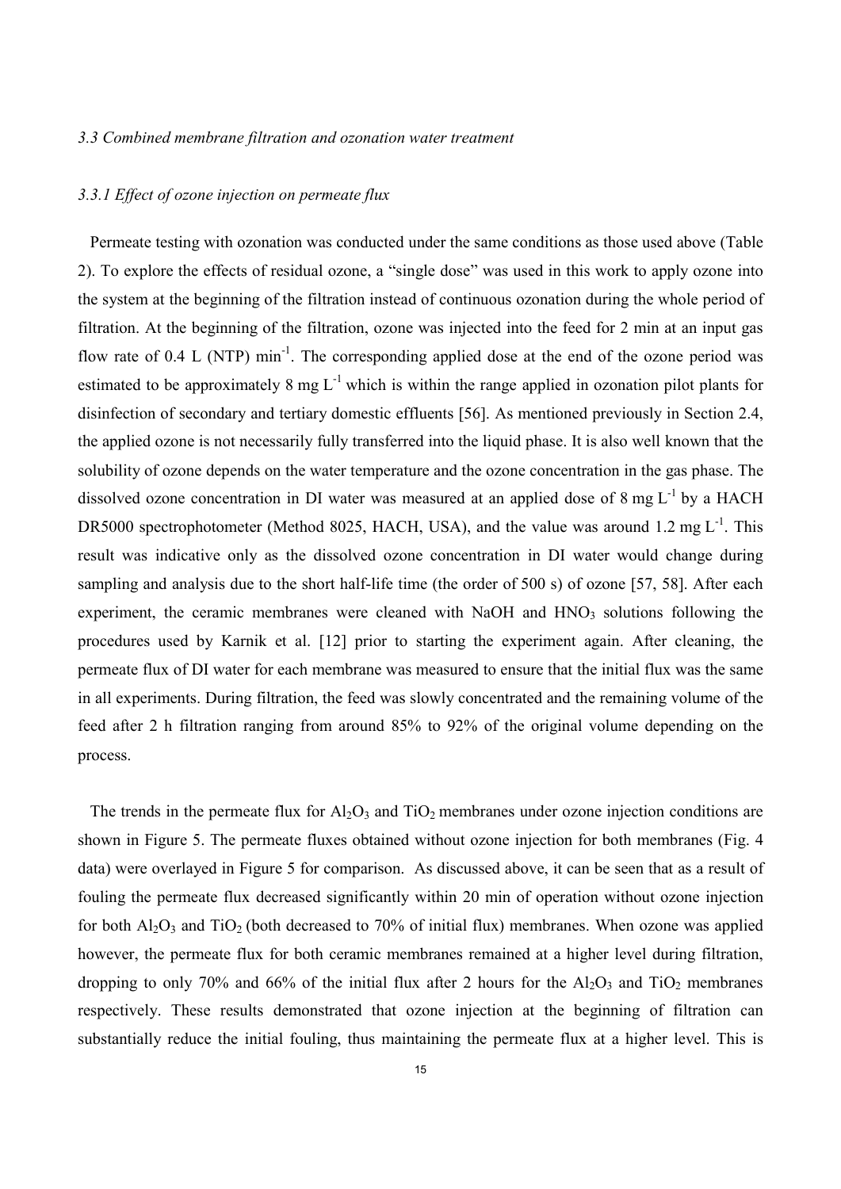*3.3 Combined membrane filtration and ozonation water treatment*

*3.3.1 Effect of ozone injection on permeate flux*

Permeate testing with ozonation was conducted under the same conditions as those used above (Table 2). To explore the effects of residual ozone, a "single dose" was used in this work to apply ozone into the system at the beginning of the filtration instead of continuous ozonation during the whole period of filtration. At the beginning of the filtration, ozone was injected into the feed for 2 min at an input gas flow rate of 0.4 L (NTP) $min^{-1}$. The corresponding applied dose at the end of the ozone period was estimated to be approximately 8 mg $L^{-1}$ which is within the range applied in ozonation pilot plants for disinfection of secondary and tertiary domestic effluents [56]. As mentioned previously in Section 2.4, the applied ozone is not necessarily fully transferred into the liquid phase. It is also well known that the solubility of ozone depends on the water temperature and the ozone concentration in the gas phase. The dissolved ozone concentration in DI water was measured at an applied dose of 8 mg $L^{-1}$ by a HACH DR5000 spectrophotometer (Method 8025, HACH, USA), and the value was around 1.2 mg $L^{-1}$. This result was indicative only as the dissolved ozone concentration in DI water would change during sampling and analysis due to the short half-life time (the order of 500 s) of ozone [57, 58]. After each experiment, the ceramic membranes were cleaned with NaOH and $HNO_3$ solutions following the procedures used by Karnik et al. [12] prior to starting the experiment again. After cleaning, the permeate flux of DI water for each membrane was measured to ensure that the initial flux was the same in all experiments. During filtration, the feed was slowly concentrated and the remaining volume of the feed after 2 h filtration ranging from around 85% to 92% of the original volume depending on the process.

The trends in the permeate flux for $Al_2O_3$ and $TiO_2$ membranes under ozone injection conditions are shown in Figure 5. The permeate fluxes obtained without ozone injection for both membranes (Fig. 4 data) were overlayed in Figure 5 for comparison. As discussed above, it can be seen that as a result of fouling the permeate flux decreased significantly within 20 min of operation without ozone injection for both $Al_2O_3$ and $TiO_2$ (both decreased to 70% of initial flux) membranes. When ozone was applied however, the permeate flux for both ceramic membranes remained at a higher level during filtration, dropping to only 70% and 66% of the initial flux after 2 hours for the $Al_2O_3$ and $TiO_2$ membranes respectively. These results demonstrated that ozone injection at the beginning of filtration can substantially reduce the initial fouling, thus maintaining the permeate flux at a higher level. This is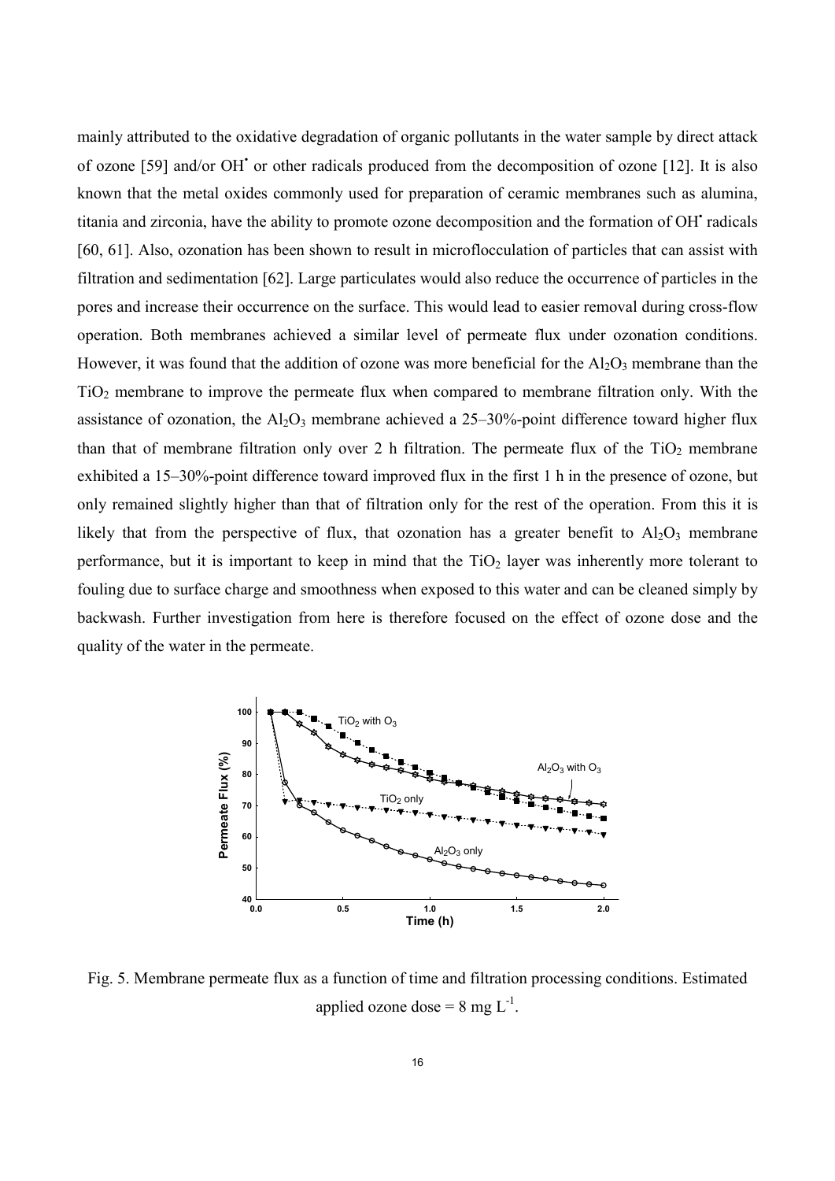mainly attributed to the oxidative degradation of organic pollutants in the water sample by direct attack of ozone [59] and/or $OH^{\bullet}$ or other radicals produced from the decomposition of ozone [12]. It is also known that the metal oxides commonly used for preparation of ceramic membranes such as alumina, titania and zirconia, have the ability to promote ozone decomposition and the formation of $OH^{\bullet}$ radicals [60, 61]. Also, ozonation has been shown to result in microflocculation of particles that can assist with filtration and sedimentation [62]. Large particulates would also reduce the occurrence of particles in the pores and increase their occurrence on the surface. This would lead to easier removal during cross-flow operation. Both membranes achieved a similar level of permeate flux under ozonation conditions. However, it was found that the addition of ozone was more beneficial for the $Al_2O_3$ membrane than the $TiO_2$ membrane to improve the permeate flux when compared to membrane filtration only. With the assistance of ozonation, the $Al_2O_3$ membrane achieved a 25–30%-point difference toward higher flux than that of membrane filtration only over 2 h filtration. The permeate flux of the $TiO_2$ membrane exhibited a 15–30%-point difference toward improved flux in the first 1 h in the presence of ozone, but only remained slightly higher than that of filtration only for the rest of the operation. From this it is likely that from the perspective of flux, that ozonation has a greater benefit to $Al_2O_3$ membrane performance, but it is important to keep in mind that the $TiO_2$ layer was inherently more tolerant to fouling due to surface charge and smoothness when exposed to this water and can be cleaned simply by backwash. Further investigation from here is therefore focused on the effect of ozone dose and the quality of the water in the permeate.

Fig. 5. Membrane permeate flux as a function of time and filtration processing conditions. Estimated applied ozone dose = 8 mg $L^{-1}$.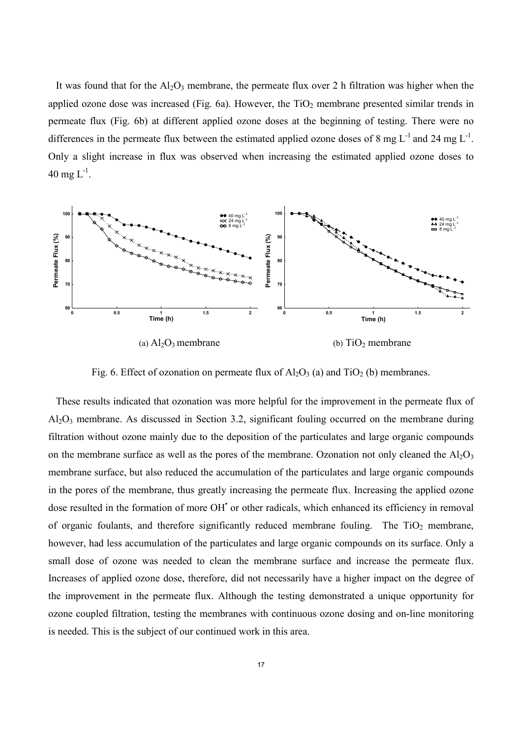It was found that for the $Al_2O_3$ membrane, the permeate flux over 2 h filtration was higher when the applied ozone dose was increased (Fig. 6a). However, the $TiO_2$ membrane presented similar trends in permeate flux (Fig. 6b) at different applied ozone doses at the beginning of testing. There were no differences in the permeate flux between the estimated applied ozone doses of 8 mg $L^{-1}$ and 24 mg $L^{-1}$. Only a slight increase in flux was observed when increasing the estimated applied ozone doses to 40 mg $L^{-1}$.

(a) $Al_2O_3$ membrane

(b) $TiO_2$ membrane

Fig. 6. Effect of ozonation on permeate flux of $Al_2O_3$ (a) and $TiO_2$ (b) membranes.

These results indicated that ozonation was more helpful for the improvement in the permeate flux of $Al_2O_3$ membrane. As discussed in Section 3.2, significant fouling occurred on the membrane during filtration without ozone mainly due to the deposition of the particulates and large organic compounds on the membrane surface as well as the pores of the membrane. Ozonation not only cleaned the $Al_2O_3$ membrane surface, but also reduced the accumulation of the particulates and large organic compounds in the pores of the membrane, thus greatly increasing the permeate flux. Increasing the applied ozone dose resulted in the formation of more $OH^{\bullet}$ or other radicals, which enhanced its efficiency in removal of organic foulants, and therefore significantly reduced membrane fouling. The $TiO_2$ membrane, however, had less accumulation of the particulates and large organic compounds on its surface. Only a small dose of ozone was needed to clean the membrane surface and increase the permeate flux. Increases of applied ozone dose, therefore, did not necessarily have a higher impact on the degree of the improvement in the permeate flux. Although the testing demonstrated a unique opportunity for ozone coupled filtration, testing the membranes with continuous ozone dosing and on-line monitoring is needed. This is the subject of our continued work in this area.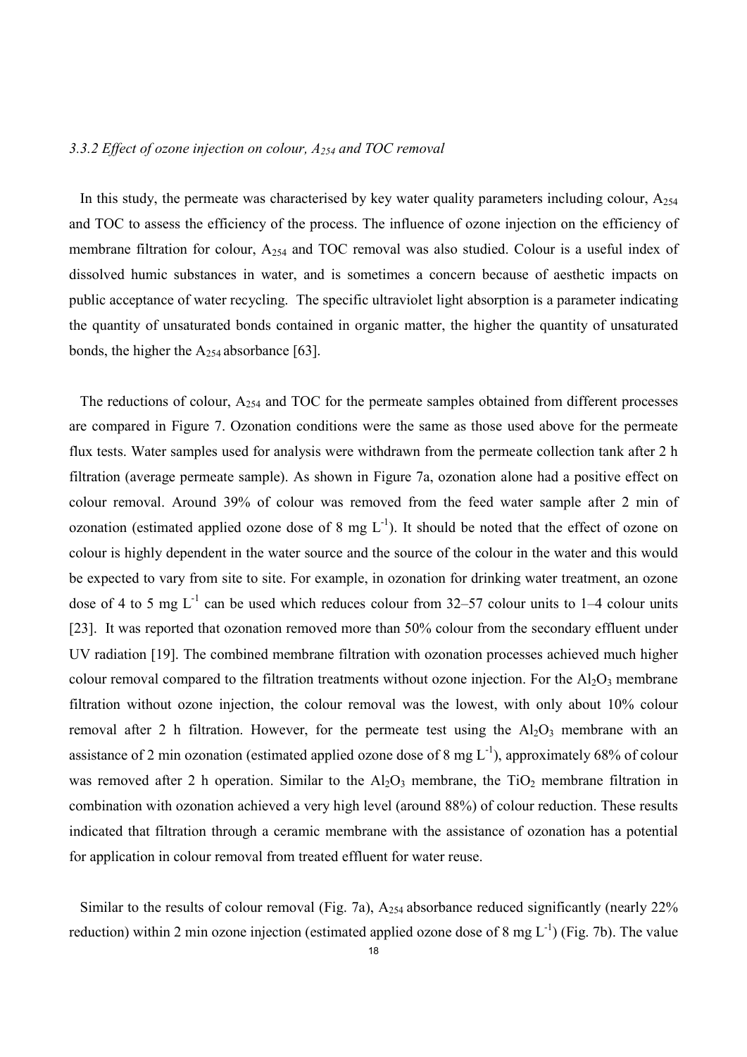### *3.3.2 Effect of ozone injection on colour, $A_{254}$ and TOC removal*

In this study, the permeate was characterised by key water quality parameters including colour, $A_{254}$ and TOC to assess the efficiency of the process. The influence of ozone injection on the efficiency of membrane filtration for colour, $A_{254}$ and TOC removal was also studied. Colour is a useful index of dissolved humic substances in water, and is sometimes a concern because of aesthetic impacts on public acceptance of water recycling. The specific ultraviolet light absorption is a parameter indicating the quantity of unsaturated bonds contained in organic matter, the higher the quantity of unsaturated bonds, the higher the $A_{254}$ absorbance [63].

The reductions of colour, $A_{254}$ and TOC for the permeate samples obtained from different processes are compared in Figure 7. Ozonation conditions were the same as those used above for the permeate flux tests. Water samples used for analysis were withdrawn from the permeate collection tank after 2 h filtration (average permeate sample). As shown in Figure 7a, ozonation alone had a positive effect on colour removal. Around 39% of colour was removed from the feed water sample after 2 min of ozonation (estimated applied ozone dose of 8 mg $L^{-1}$). It should be noted that the effect of ozone on colour is highly dependent in the water source and the source of the colour in the water and this would be expected to vary from site to site. For example, in ozonation for drinking water treatment, an ozone dose of 4 to 5 mg $L^{-1}$ can be used which reduces colour from 32–57 colour units to 1–4 colour units [23]. It was reported that ozonation removed more than 50% colour from the secondary effluent under UV radiation [19]. The combined membrane filtration with ozonation processes achieved much higher colour removal compared to the filtration treatments without ozone injection. For the $Al_2O_3$ membrane filtration without ozone injection, the colour removal was the lowest, with only about 10% colour removal after 2 h filtration. However, for the permeate test using the $Al_2O_3$ membrane with an assistance of 2 min ozonation (estimated applied ozone dose of 8 mg $L^{-1}$), approximately 68% of colour was removed after 2 h operation. Similar to the $Al_2O_3$ membrane, the $TiO_2$ membrane filtration in combination with ozonation achieved a very high level (around 88%) of colour reduction. These results indicated that filtration through a ceramic membrane with the assistance of ozonation has a potential for application in colour removal from treated effluent for water reuse.

Similar to the results of colour removal (Fig. 7a), $A_{254}$ absorbance reduced significantly (nearly 22% reduction) within 2 min ozone injection (estimated applied ozone dose of 8 mg $L^{-1}$) (Fig. 7b). The value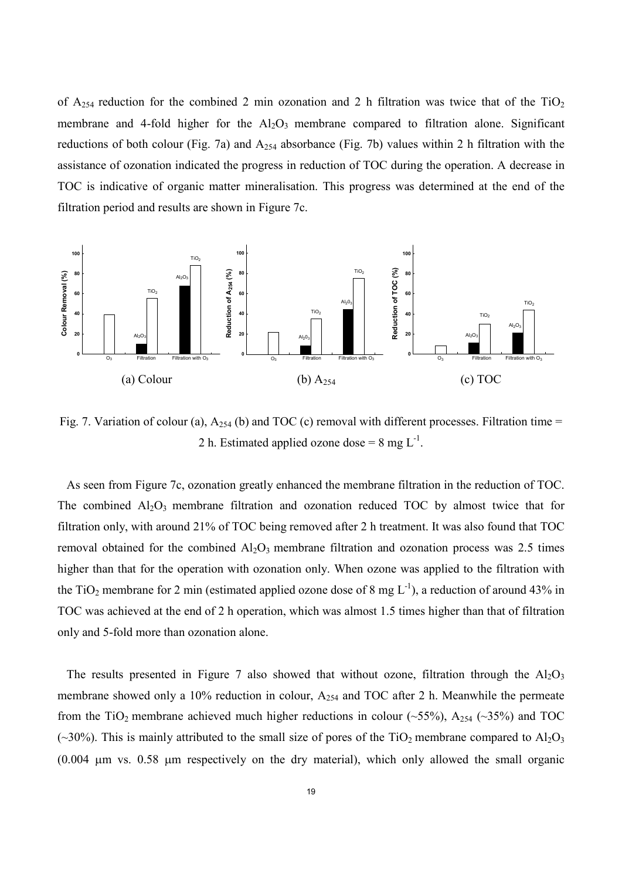of $A_{254}$ reduction for the combined 2 min ozonation and 2 h filtration was twice that of the $TiO_2$ membrane and 4-fold higher for the $Al_2O_3$ membrane compared to filtration alone. Significant reductions of both colour (Fig. 7a) and $A_{254}$ absorbance (Fig. 7b) values within 2 h filtration with the assistance of ozonation indicated the progress in reduction of TOC during the operation. A decrease in TOC is indicative of organic matter mineralisation. This progress was determined at the end of the filtration period and results are shown in Figure 7c.

(a) Colour (b) $A_{254}$ (c) TOC

Fig. 7. Variation of colour (a), $A_{254}$ (b) and TOC (c) removal with different processes. Filtration time = 2 h. Estimated applied ozone dose = 8 mg $L^{-1}$.

As seen from Figure 7c, ozonation greatly enhanced the membrane filtration in the reduction of TOC. The combined $Al_2O_3$ membrane filtration and ozonation reduced TOC by almost twice that for filtration only, with around 21% of TOC being removed after 2 h treatment. It was also found that TOC removal obtained for the combined $Al_2O_3$ membrane filtration and ozonation process was 2.5 times higher than that for the operation with ozonation only. When ozone was applied to the filtration with the $TiO_2$ membrane for 2 min (estimated applied ozone dose of 8 mg $L^{-1}$), a reduction of around 43% in TOC was achieved at the end of 2 h operation, which was almost 1.5 times higher than that of filtration only and 5-fold more than ozonation alone.

The results presented in Figure 7 also showed that without ozone, filtration through the $Al_2O_3$ membrane showed only a 10% reduction in colour, $A_{254}$ and TOC after 2 h. Meanwhile the permeate from the $TiO_2$ membrane achieved much higher reductions in colour (~55%), $A_{254}$ (~35%) and TOC (~30%). This is mainly attributed to the small size of pores of the $TiO_2$ membrane compared to $Al_2O_3$ (0.004 μm vs. 0.58 μm respectively on the dry material), which only allowed the small organic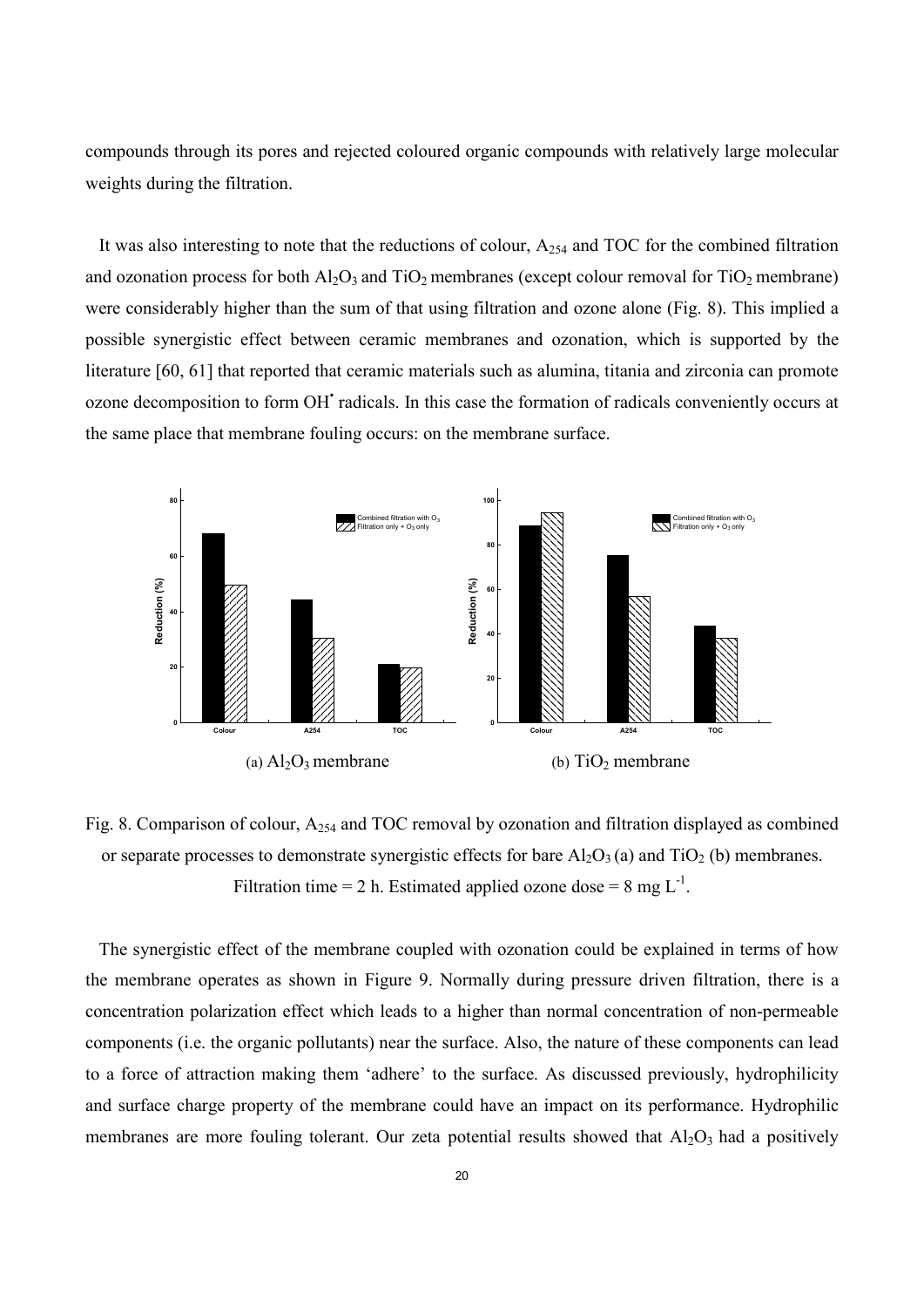compounds through its pores and rejected coloured organic compounds with relatively large molecular weights during the filtration.

It was also interesting to note that the reductions of colour, $A_{254}$ and TOC for the combined filtration and ozonation process for both $Al_2O_3$ and $TiO_2$ membranes (except colour removal for $TiO_2$ membrane) were considerably higher than the sum of that using filtration and ozone alone (Fig. 8). This implied a possible synergistic effect between ceramic membranes and ozonation, which is supported by the literature [60, 61] that reported that ceramic materials such as alumina, titania and zirconia can promote ozone decomposition to form $OH^{\bullet}$ radicals. In this case the formation of radicals conveniently occurs at the same place that membrane fouling occurs: on the membrane surface.

(a) $Al_2O_3$ membrane

(b) $TiO_2$ membrane

Fig. 8. Comparison of colour, $A_{254}$ and TOC removal by ozonation and filtration displayed as combined or separate processes to demonstrate synergistic effects for bare $Al_2O_3$ (a) and $TiO_2$ (b) membranes. Filtration time = 2 h. Estimated applied ozone dose = 8 mg $L^{-1}$.

The synergistic effect of the membrane coupled with ozonation could be explained in terms of how the membrane operates as shown in Figure 9. Normally during pressure driven filtration, there is a concentration polarization effect which leads to a higher than normal concentration of non-permeable components (i.e. the organic pollutants) near the surface. Also, the nature of these components can lead to a force of attraction making them 'adhere' to the surface. As discussed previously, hydrophilicity and surface charge property of the membrane could have an impact on its performance. Hydrophilic membranes are more fouling tolerant. Our zeta potential results showed that $Al_2O_3$ had a positively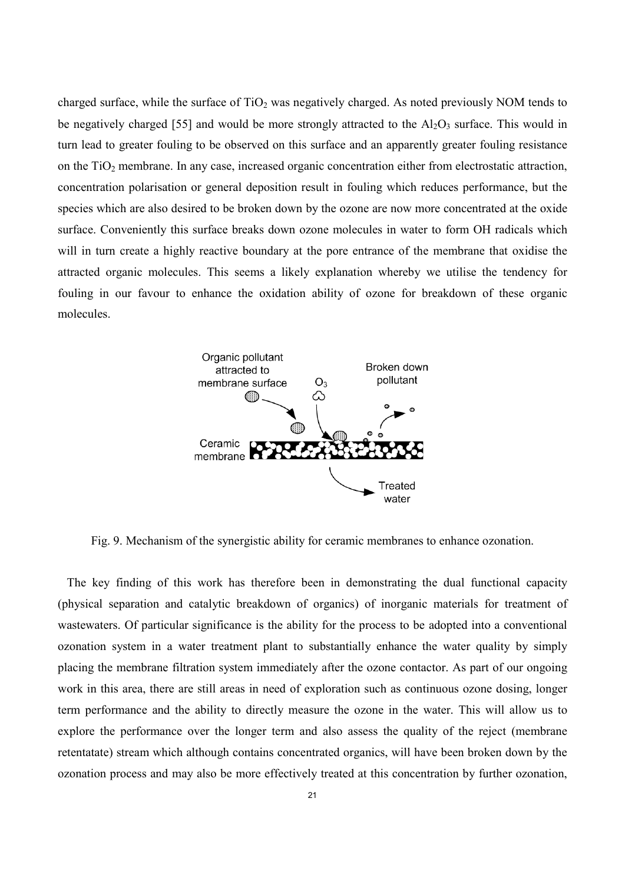charged surface, while the surface of $TiO_2$ was negatively charged. As noted previously NOM tends to be negatively charged [55] and would be more strongly attracted to the $Al_2O_3$ surface. This would in turn lead to greater fouling to be observed on this surface and an apparently greater fouling resistance on the $TiO_2$ membrane. In any case, increased organic concentration either from electrostatic attraction, concentration polarisation or general deposition result in fouling which reduces performance, but the species which are also desired to be broken down by the ozone are now more concentrated at the oxide surface. Conveniently this surface breaks down ozone molecules in water to form OH radicals which will in turn create a highly reactive boundary at the pore entrance of the membrane that oxidise the attracted organic molecules. This seems a likely explanation whereby we utilise the tendency for fouling in our favour to enhance the oxidation ability of ozone for breakdown of these organic molecules.

Fig. 9. Mechanism of the synergistic ability for ceramic membranes to enhance ozonation.

The key finding of this work has therefore been in demonstrating the dual functional capacity (physical separation and catalytic breakdown of organics) of inorganic materials for treatment of wastewaters. Of particular significance is the ability for the process to be adopted into a conventional ozonation system in a water treatment plant to substantially enhance the water quality by simply placing the membrane filtration system immediately after the ozone contactor. As part of our ongoing work in this area, there are still areas in need of exploration such as continuous ozone dosing, longer term performance and the ability to directly measure the ozone in the water. This will allow us to explore the performance over the longer term and also assess the quality of the reject (membrane retentatate) stream which although contains concentrated organics, will have been broken down by the ozonation process and may also be more effectively treated at this concentration by further ozonation,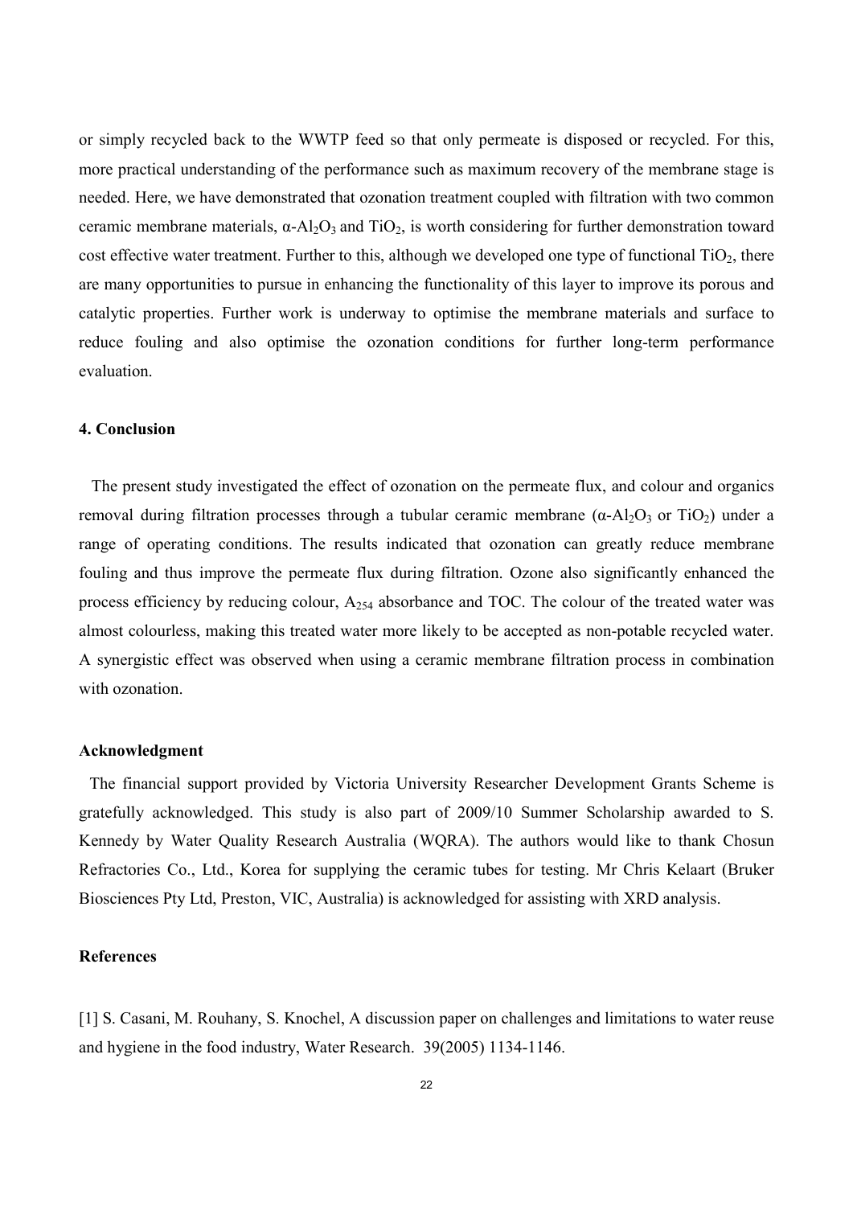or simply recycled back to the WWTP feed so that only permeate is disposed or recycled. For this, more practical understanding of the performance such as maximum recovery of the membrane stage is needed. Here, we have demonstrated that ozonation treatment coupled with filtration with two common ceramic membrane materials, $\alpha$-$Al_2O_3$ and $TiO_2$, is worth considering for further demonstration toward cost effective water treatment. Further to this, although we developed one type of functional $TiO_2$, there are many opportunities to pursue in enhancing the functionality of this layer to improve its porous and catalytic properties. Further work is underway to optimise the membrane materials and surface to reduce fouling and also optimise the ozonation conditions for further long-term performance evaluation.

## 4. Conclusion

The present study investigated the effect of ozonation on the permeate flux, and colour and organics removal during filtration processes through a tubular ceramic membrane ($\alpha$-$Al_2O_3$ or $TiO_2$) under a range of operating conditions. The results indicated that ozonation can greatly reduce membrane fouling and thus improve the permeate flux during filtration. Ozone also significantly enhanced the process efficiency by reducing colour, $A_{254}$ absorbance and TOC. The colour of the treated water was almost colourless, making this treated water more likely to be accepted as non-potable recycled water. A synergistic effect was observed when using a ceramic membrane filtration process in combination with ozonation.

## Acknowledgment

The financial support provided by Victoria University Researcher Development Grants Scheme is gratefully acknowledged. This study is also part of 2009/10 Summer Scholarship awarded to S. Kennedy by Water Quality Research Australia (WQRA). The authors would like to thank Chosun Refractories Co., Ltd., Korea for supplying the ceramic tubes for testing. Mr Chris Kelaart (Bruker Biosciences Pty Ltd, Preston, VIC, Australia) is acknowledged for assisting with XRD analysis.

## References

[1] S. Casani, M. Rouhany, S. Knochel, A discussion paper on challenges and limitations to water reuse and hygiene in the food industry, Water Research. 39(2005) 1134-1146.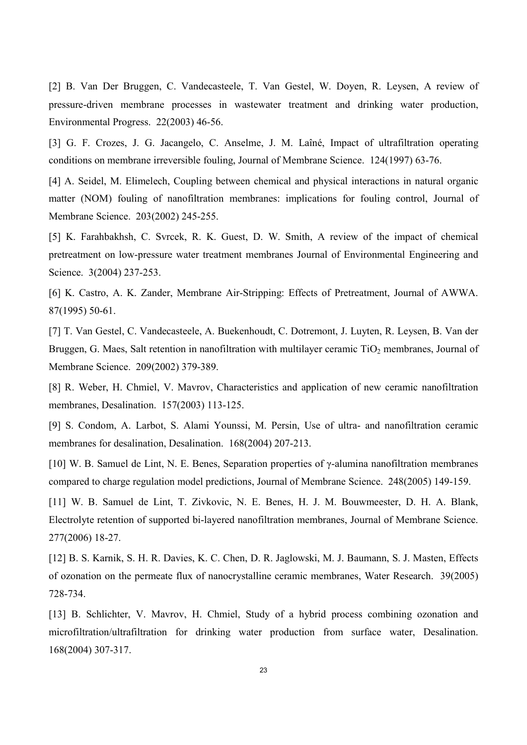[2] B. Van Der Bruggen, C. Vandecasteele, T. Van Gestel, W. Doyen, R. Leysen, A review of pressure-driven membrane processes in wastewater treatment and drinking water production, Environmental Progress. 22(2003) 46-56.

[3] G. F. Crozes, J. G. Jacangelo, C. Anselme, J. M. Laîné, Impact of ultrafiltration operating conditions on membrane irreversible fouling, Journal of Membrane Science. 124(1997) 63-76.

[4] A. Seidel, M. Elimelech, Coupling between chemical and physical interactions in natural organic matter (NOM) fouling of nanofiltration membranes: implications for fouling control, Journal of Membrane Science. 203(2002) 245-255.

[5] K. Farahbakhsh, C. Svrcek, R. K. Guest, D. W. Smith, A review of the impact of chemical pretreatment on low-pressure water treatment membranes Journal of Environmental Engineering and Science. 3(2004) 237-253.

[6] K. Castro, A. K. Zander, Membrane Air-Stripping: Effects of Pretreatment, Journal of AWWA. 87(1995) 50-61.

[7] T. Van Gestel, C. Vandecasteele, A. Buekenhoudt, C. Dotremont, J. Luyten, R. Leysen, B. Van der Bruggen, G. Maes, Salt retention in nanofiltration with multilayer ceramic $TiO_2$ membranes, Journal of Membrane Science. 209(2002) 379-389.

[8] R. Weber, H. Chmiel, V. Mavrov, Characteristics and application of new ceramic nanofiltration membranes, Desalination. 157(2003) 113-125.

[9] S. Condom, A. Larbot, S. Alami Younssi, M. Persin, Use of ultra- and nanofiltration ceramic membranes for desalination, Desalination. 168(2004) 207-213.

[10] W. B. Samuel de Lint, N. E. Benes, Separation properties of γ-alumina nanofiltration membranes compared to charge regulation model predictions, Journal of Membrane Science. 248(2005) 149-159.

[11] W. B. Samuel de Lint, T. Zivkovic, N. E. Benes, H. J. M. Bouwmeester, D. H. A. Blank, Electrolyte retention of supported bi-layered nanofiltration membranes, Journal of Membrane Science. 277(2006) 18-27.

[12] B. S. Karnik, S. H. R. Davies, K. C. Chen, D. R. Jaglowski, M. J. Baumann, S. J. Masten, Effects of ozonation on the permeate flux of nanocrystalline ceramic membranes, Water Research. 39(2005) 728-734.

[13] B. Schlichter, V. Mavrov, H. Chmiel, Study of a hybrid process combining ozonation and microfiltration/ultrafiltration for drinking water production from surface water, Desalination. 168(2004) 307-317.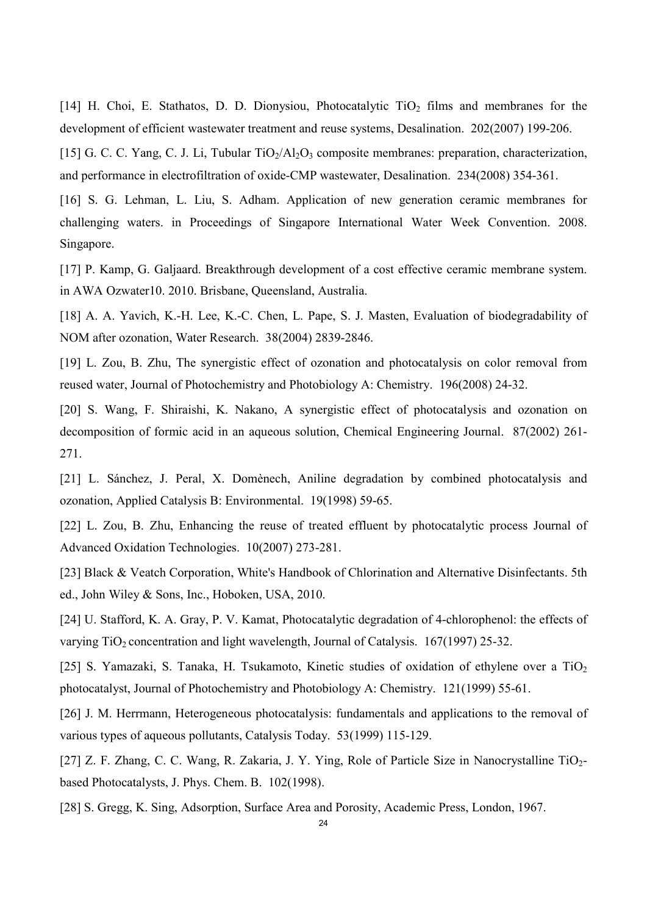[14] H. Choi, E. Stathatos, D. D. Dionysiou, Photocatalytic $TiO_2$ films and membranes for the development of efficient wastewater treatment and reuse systems, Desalination. 202(2007) 199-206.

[15] G. C. C. Yang, C. J. Li, Tubular $TiO_2/Al_2O_3$ composite membranes: preparation, characterization, and performance in electrofiltration of oxide-CMP wastewater, Desalination. 234(2008) 354-361.

[16] S. G. Lehman, L. Liu, S. Adham. Application of new generation ceramic membranes for challenging waters. in Proceedings of Singapore International Water Week Convention. 2008. Singapore.

[17] P. Kamp, G. Galjaard. Breakthrough development of a cost effective ceramic membrane system. in AWA Ozwater10. 2010. Brisbane, Queensland, Australia.

[18] A. A. Yavich, K.-H. Lee, K.-C. Chen, L. Pape, S. J. Masten, Evaluation of biodegradability of NOM after ozonation, Water Research. 38(2004) 2839-2846.

[19] L. Zou, B. Zhu, The synergistic effect of ozonation and photocatalysis on color removal from reused water, Journal of Photochemistry and Photobiology A: Chemistry. 196(2008) 24-32.

[20] S. Wang, F. Shiraishi, K. Nakano, A synergistic effect of photocatalysis and ozonation on decomposition of formic acid in an aqueous solution, Chemical Engineering Journal. 87(2002) 261-271.

[21] L. Sánchez, J. Peral, X. Domènech, Aniline degradation by combined photocatalysis and ozonation, Applied Catalysis B: Environmental. 19(1998) 59-65.

[22] L. Zou, B. Zhu, Enhancing the reuse of treated effluent by photocatalytic process Journal of Advanced Oxidation Technologies. 10(2007) 273-281.

[23] Black & Veatch Corporation, White's Handbook of Chlorination and Alternative Disinfectants. 5th ed., John Wiley & Sons, Inc., Hoboken, USA, 2010.

[24] U. Stafford, K. A. Gray, P. V. Kamat, Photocatalytic degradation of 4-chlorophenol: the effects of varying $TiO_2$ concentration and light wavelength, Journal of Catalysis. 167(1997) 25-32.

[25] S. Yamazaki, S. Tanaka, H. Tsukamoto, Kinetic studies of oxidation of ethylene over a $TiO_2$ photocatalyst, Journal of Photochemistry and Photobiology A: Chemistry. 121(1999) 55-61.

[26] J. M. Herrmann, Heterogeneous photocatalysis: fundamentals and applications to the removal of various types of aqueous pollutants, Catalysis Today. 53(1999) 115-129.

[27] Z. F. Zhang, C. C. Wang, R. Zakaria, J. Y. Ying, Role of Particle Size in Nanocrystalline $TiO_2$-based Photocatalysts, J. Phys. Chem. B. 102(1998).

[28] S. Gregg, K. Sing, Adsorption, Surface Area and Porosity, Academic Press, London, 1967.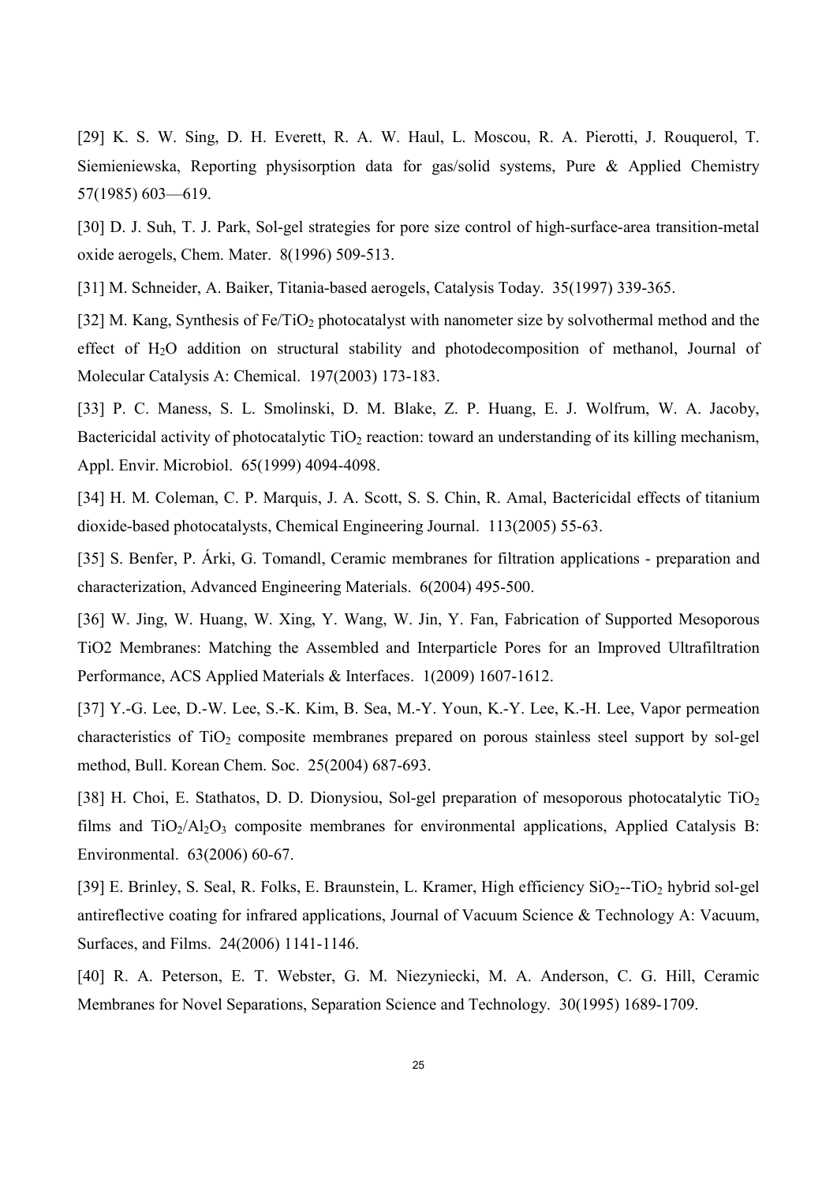[29] K. S. W. Sing, D. H. Everett, R. A. W. Haul, L. Moscou, R. A. Pierotti, J. Rouquerol, T. Siemieniewska, Reporting physisorption data for gas/solid systems, Pure & Applied Chemistry 57(1985) 603—619.

[30] D. J. Suh, T. J. Park, Sol-gel strategies for pore size control of high-surface-area transition-metal oxide aerogels, Chem. Mater. 8(1996) 509-513.

[31] M. Schneider, A. Baiker, Titania-based aerogels, Catalysis Today. 35(1997) 339-365.

[32] M. Kang, Synthesis of Fe/$TiO_2$ photocatalyst with nanometer size by solvothermal method and the effect of $H_2O$ addition on structural stability and photodecomposition of methanol, Journal of Molecular Catalysis A: Chemical. 197(2003) 173-183.

[33] P. C. Maness, S. L. Smolinski, D. M. Blake, Z. P. Huang, E. J. Wolfrum, W. A. Jacoby, Bactericidal activity of photocatalytic $TiO_2$ reaction: toward an understanding of its killing mechanism, Appl. Envir. Microbiol. 65(1999) 4094-4098.

[34] H. M. Coleman, C. P. Marquis, J. A. Scott, S. S. Chin, R. Amal, Bactericidal effects of titanium dioxide-based photocatalysts, Chemical Engineering Journal. 113(2005) 55-63.

[35] S. Benfer, P. Árki, G. Tomandl, Ceramic membranes for filtration applications - preparation and characterization, Advanced Engineering Materials. 6(2004) 495-500.

[36] W. Jing, W. Huang, W. Xing, Y. Wang, W. Jin, Y. Fan, Fabrication of Supported Mesoporous TiO2 Membranes: Matching the Assembled and Interparticle Pores for an Improved Ultrafiltration Performance, ACS Applied Materials & Interfaces. 1(2009) 1607-1612.

[37] Y.-G. Lee, D.-W. Lee, S.-K. Kim, B. Sea, M.-Y. Youn, K.-Y. Lee, K.-H. Lee, Vapor permeation characteristics of $TiO_2$ composite membranes prepared on porous stainless steel support by sol-gel method, Bull. Korean Chem. Soc. 25(2004) 687-693.

[38] H. Choi, E. Stathatos, D. D. Dionysiou, Sol-gel preparation of mesoporous photocatalytic $TiO_2$ films and $TiO_2/Al_2O_3$ composite membranes for environmental applications, Applied Catalysis B: Environmental. 63(2006) 60-67.

[39] E. Brinley, S. Seal, R. Folks, E. Braunstein, L. Kramer, High efficiency $SiO_2$--$TiO_2$ hybrid sol-gel antireflective coating for infrared applications, Journal of Vacuum Science & Technology A: Vacuum, Surfaces, and Films. 24(2006) 1141-1146.

[40] R. A. Peterson, E. T. Webster, G. M. Niezyniecki, M. A. Anderson, C. G. Hill, Ceramic Membranes for Novel Separations, Separation Science and Technology. 30(1995) 1689-1709.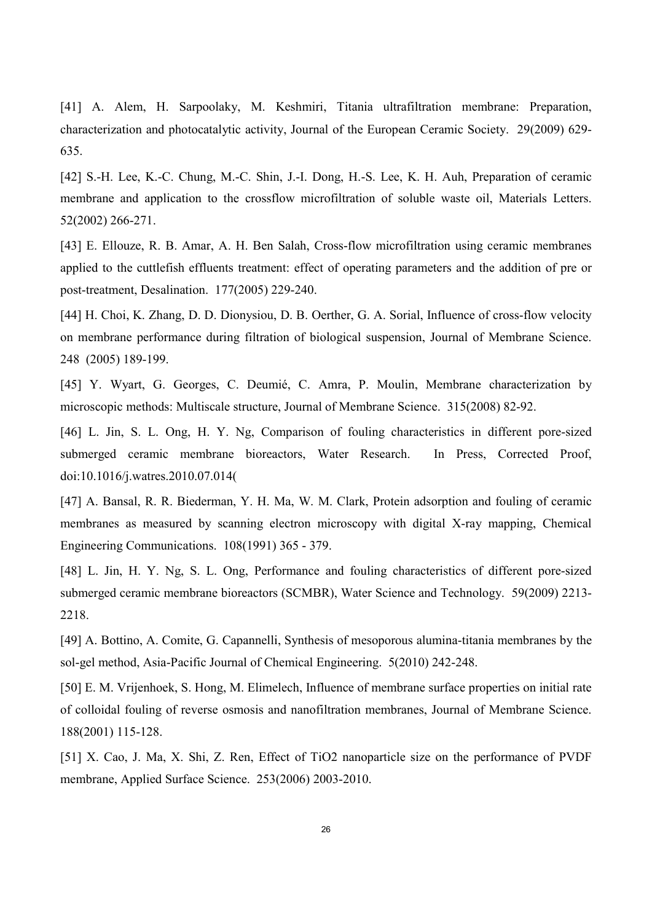[41] A. Alem, H. Sarpoolaky, M. Keshmiri, Titania ultrafiltration membrane: Preparation, characterization and photocatalytic activity, Journal of the European Ceramic Society. 29(2009) 629-635.

[42] S.-H. Lee, K.-C. Chung, M.-C. Shin, J.-I. Dong, H.-S. Lee, K. H. Auh, Preparation of ceramic membrane and application to the crossflow microfiltration of soluble waste oil, Materials Letters. 52(2002) 266-271.

[43] E. Ellouze, R. B. Amar, A. H. Ben Salah, Cross-flow microfiltration using ceramic membranes applied to the cuttlefish effluents treatment: effect of operating parameters and the addition of pre or post-treatment, Desalination. 177(2005) 229-240.

[44] H. Choi, K. Zhang, D. D. Dionysiou, D. B. Oerther, G. A. Sorial, Influence of cross-flow velocity on membrane performance during filtration of biological suspension, Journal of Membrane Science. 248 (2005) 189-199.

[45] Y. Wyart, G. Georges, C. Deumié, C. Amra, P. Moulin, Membrane characterization by microscopic methods: Multiscale structure, Journal of Membrane Science. 315(2008) 82-92.

[46] L. Jin, S. L. Ong, H. Y. Ng, Comparison of fouling characteristics in different pore-sized submerged ceramic membrane bioreactors, Water Research. In Press, Corrected Proof, doi:10.1016/j.watres.2010.07.014(

[47] A. Bansal, R. R. Biederman, Y. H. Ma, W. M. Clark, Protein adsorption and fouling of ceramic membranes as measured by scanning electron microscopy with digital X-ray mapping, Chemical Engineering Communications. 108(1991) 365 - 379.

[48] L. Jin, H. Y. Ng, S. L. Ong, Performance and fouling characteristics of different pore-sized submerged ceramic membrane bioreactors (SCMBR), Water Science and Technology. 59(2009) 2213-2218.

[49] A. Bottino, A. Comite, G. Capannelli, Synthesis of mesoporous alumina-titania membranes by the sol-gel method, Asia-Pacific Journal of Chemical Engineering. 5(2010) 242-248.

[50] E. M. Vrijenhoek, S. Hong, M. Elimelech, Influence of membrane surface properties on initial rate of colloidal fouling of reverse osmosis and nanofiltration membranes, Journal of Membrane Science. 188(2001) 115-128.

[51] X. Cao, J. Ma, X. Shi, Z. Ren, Effect of TiO2 nanoparticle size on the performance of PVDF membrane, Applied Surface Science. 253(2006) 2003-2010.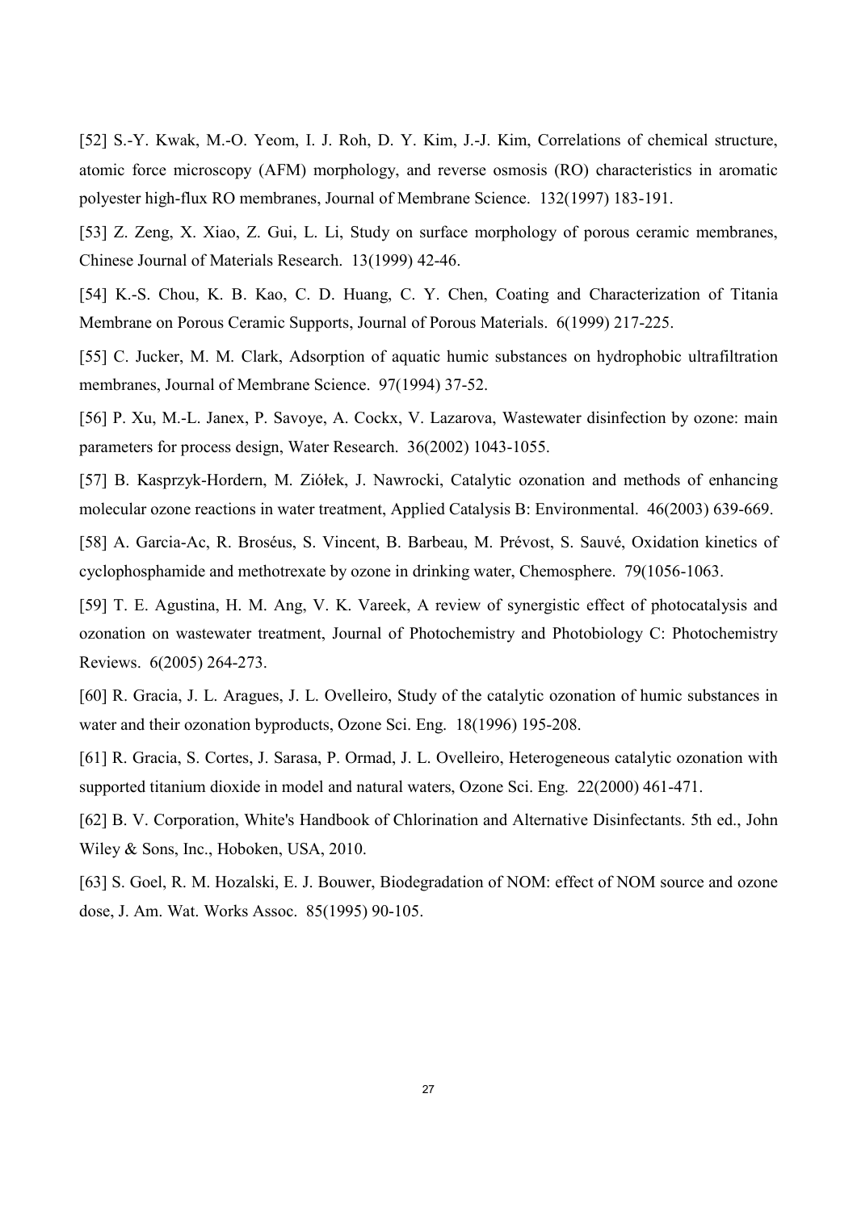[52] S.-Y. Kwak, M.-O. Yeom, I. J. Roh, D. Y. Kim, J.-J. Kim, Correlations of chemical structure, atomic force microscopy (AFM) morphology, and reverse osmosis (RO) characteristics in aromatic polyester high-flux RO membranes, Journal of Membrane Science. 132(1997) 183-191.

[53] Z. Zeng, X. Xiao, Z. Gui, L. Li, Study on surface morphology of porous ceramic membranes, Chinese Journal of Materials Research. 13(1999) 42-46.

[54] K.-S. Chou, K. B. Kao, C. D. Huang, C. Y. Chen, Coating and Characterization of Titania Membrane on Porous Ceramic Supports, Journal of Porous Materials. 6(1999) 217-225.

[55] C. Jucker, M. M. Clark, Adsorption of aquatic humic substances on hydrophobic ultrafiltration membranes, Journal of Membrane Science. 97(1994) 37-52.

[56] P. Xu, M.-L. Janex, P. Savoye, A. Cockx, V. Lazarova, Wastewater disinfection by ozone: main parameters for process design, Water Research. 36(2002) 1043-1055.

[57] B. Kasprzyk-Hordern, M. Ziółek, J. Nawrocki, Catalytic ozonation and methods of enhancing molecular ozone reactions in water treatment, Applied Catalysis B: Environmental. 46(2003) 639-669.

[58] A. Garcia-Ac, R. Broséus, S. Vincent, B. Barbeau, M. Prévost, S. Sauvé, Oxidation kinetics of cyclophosphamide and methotrexate by ozone in drinking water, Chemosphere. 79(1056-1063.

[59] T. E. Agustina, H. M. Ang, V. K. Vareek, A review of synergistic effect of photocatalysis and ozonation on wastewater treatment, Journal of Photochemistry and Photobiology C: Photochemistry Reviews. 6(2005) 264-273.

[60] R. Gracia, J. L. Aragues, J. L. Ovelleiro, Study of the catalytic ozonation of humic substances in water and their ozonation byproducts, Ozone Sci. Eng. 18(1996) 195-208.

[61] R. Gracia, S. Cortes, J. Sarasa, P. Ormad, J. L. Ovelleiro, Heterogeneous catalytic ozonation with supported titanium dioxide in model and natural waters, Ozone Sci. Eng. 22(2000) 461-471.

[62] B. V. Corporation, White's Handbook of Chlorination and Alternative Disinfectants. 5th ed., John Wiley & Sons, Inc., Hoboken, USA, 2010.

[63] S. Goel, R. M. Hozalski, E. J. Bouwer, Biodegradation of NOM: effect of NOM source and ozone dose, J. Am. Wat. Works Assoc. 85(1995) 90-105.